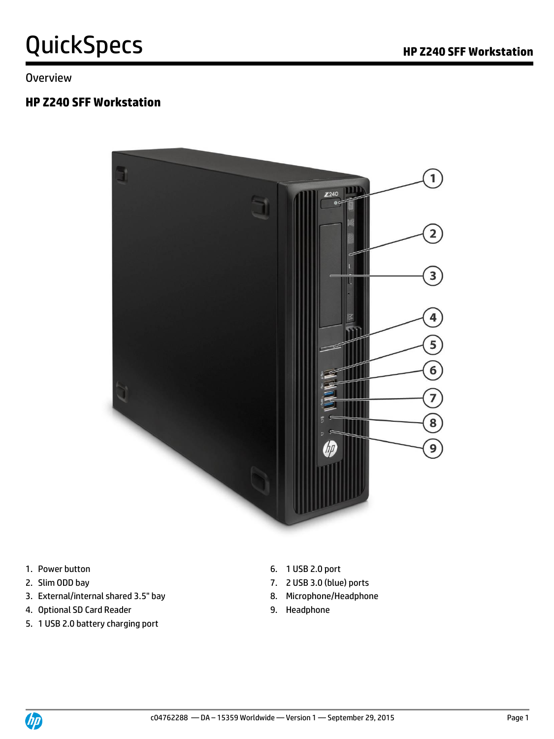# QuickSpecs

## Overview

### HP Z240 SFF Workstation

1. Power button
2. Slim ODD bay
3. External/internal shared 3.5" bay
4. Optional SD Card Reader
5. 1 USB 2.0 battery charging port
6. 1 USB 2.0 port
7. 2 USB 3.0 (blue) ports
8. Microphone/Headphone
9. Headphone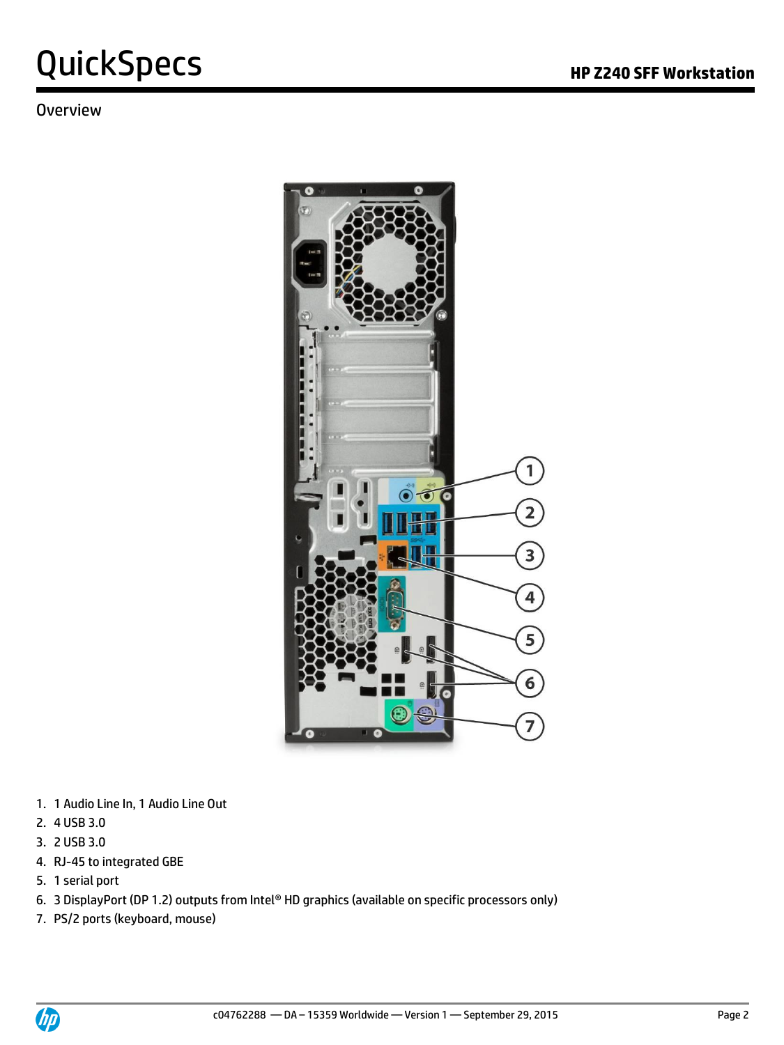QuickSpecs

HP Z240 SFF Workstation

Overview

1. 1 Audio Line In, 1 Audio Line Out
2. 4 USB 3.0
3. 2 USB 3.0
4. RJ-45 to integrated GBE
5. 1 serial port
6. 3 DisplayPort (DP 1.2) outputs from Intel® HD graphics (available on specific processors only)
7. PS/2 ports (keyboard, mouse)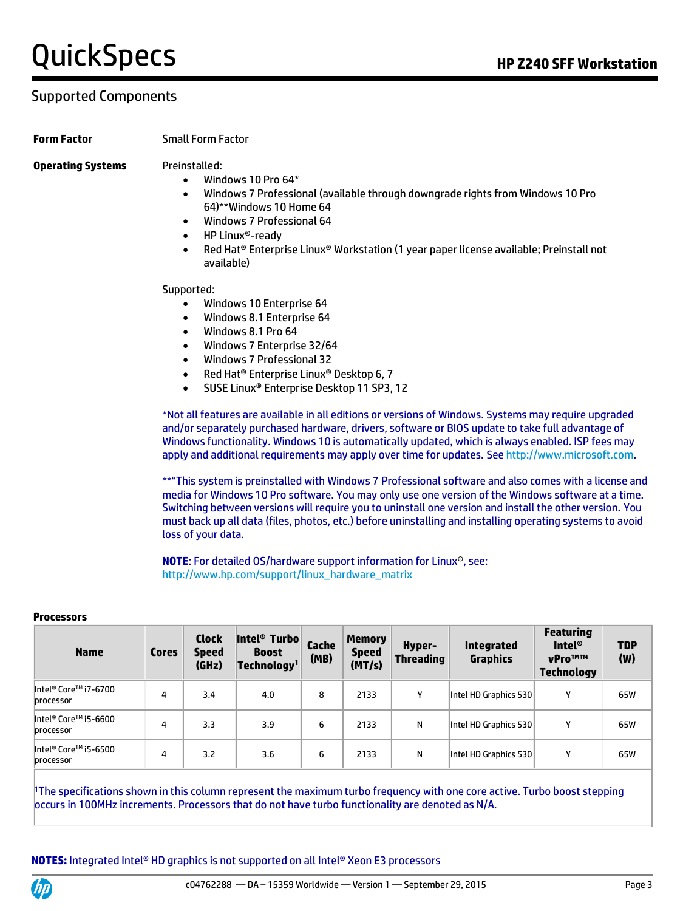## Supported Components

**Form Factor** Small Form Factor

**Operating Systems**

Preinstalled:

- Windows 10 Pro 64*
- Windows 7 Professional (available through downgrade rights from Windows 10 Pro 64)**Windows 10 Home 64
- Windows 7 Professional 64
- HP Linux®-ready
- Red Hat® Enterprise Linux® Workstation (1 year paper license available; Preinstall not available)

Supported:

- Windows 10 Enterprise 64
- Windows 8.1 Enterprise 64
- Windows 8.1 Pro 64
- Windows 7 Enterprise 32/64
- Windows 7 Professional 32
- Red Hat® Enterprise Linux® Desktop 6, 7
- SUSE Linux® Enterprise Desktop 11 SP3, 12

*Not all features are available in all editions or versions of Windows. Systems may require upgraded and/or separately purchased hardware, drivers, software or BIOS update to take full advantage of Windows functionality. Windows 10 is automatically updated, which is always enabled. ISP fees may apply and additional requirements may apply over time for updates. See http://www.microsoft.com.

**"This system is preinstalled with Windows 7 Professional software and also comes with a license and media for Windows 10 Pro software. You may only use one version of the Windows software at a time. Switching between versions will require you to uninstall one version and install the other version. You must back up all data (files, photos, etc.) before uninstalling and installing operating systems to avoid loss of your data.

**NOTE**: For detailed OS/hardware support information for Linux®, see: http://www.hp.com/support/linux_hardware_matrix

**Processors**

| Name | Cores | Clock Speed (GHz) | Intel® Turbo Boost Technology[1] | Cache (MB) | Memory Speed (MT/s) | Hyper-Threading | Integrated Graphics | Featuring Intel® vPro™™ Technology | TDP (W) |
|---|---|---|---|---|---|---|---|---|---|
| Intel® Core™ i7-6700 processor | 4 | 3.4 | 4.0 | 8 | 2133 | Y | Intel HD Graphics 530 | Y | 65W |
| Intel® Core™ i5-6600 processor | 4 | 3.3 | 3.9 | 6 | 2133 | N | Intel HD Graphics 530 | Y | 65W |
| Intel® Core™ i5-6500 processor | 4 | 3.2 | 3.6 | 6 | 2133 | N | Intel HD Graphics 530 | Y | 65W |

[1]The specifications shown in this column represent the maximum turbo frequency with one core active. Turbo boost stepping occurs in 100MHz increments. Processors that do not have turbo functionality are denoted as N/A.

**NOTES:** Integrated Intel® HD graphics is not supported on all Intel® Xeon E3 processors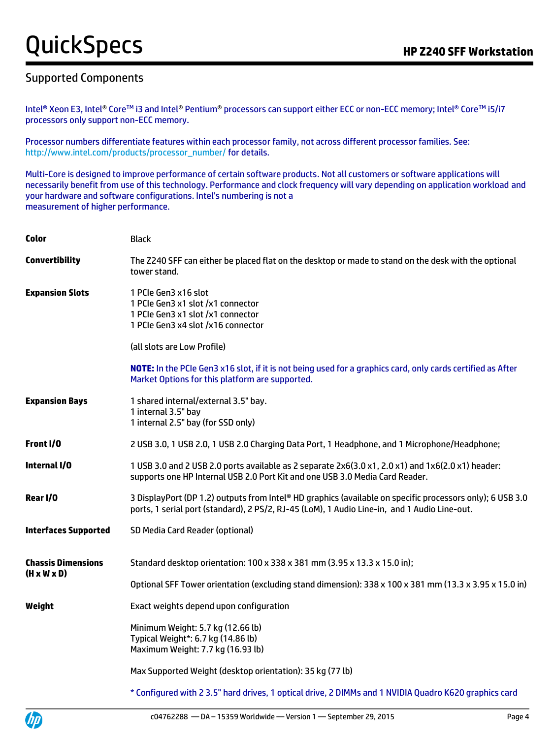## Supported Components

Intel® Xeon E3, Intel® Core™ i3 and Intel® Pentium® processors can support either ECC or non-ECC memory; Intel® Core™ i5/i7 processors only support non-ECC memory.

Processor numbers differentiate features within each processor family, not across different processor families. See: http://www.intel.com/products/processor_number/ for details.

Multi-Core is designed to improve performance of certain software products. Not all customers or software applications will necessarily benefit from use of this technology. Performance and clock frequency will vary depending on application workload and your hardware and software configurations. Intel's numbering is not a measurement of higher performance.

**Color**

Black

**Convertibility**

The Z240 SFF can either be placed flat on the desktop or made to stand on the desk with the optional tower stand.

**Expansion Slots**

1 PCIe Gen3 x16 slot
1 PCIe Gen3 x1 slot /x1 connector
1 PCIe Gen3 x1 slot /x1 connector
1 PCIe Gen3 x4 slot /x16 connector

(all slots are Low Profile)

**NOTE:** In the PCIe Gen3 x16 slot, if it is not being used for a graphics card, only cards certified as After Market Options for this platform are supported.

**Expansion Bays**

1 shared internal/external 3.5" bay.
1 internal 3.5" bay
1 internal 2.5" bay (for SSD only)

**Front I/O**

2 USB 3.0, 1 USB 2.0, 1 USB 2.0 Charging Data Port, 1 Headphone, and 1 Microphone/Headphone;

**Internal I/O**

1 USB 3.0 and 2 USB 2.0 ports available as 2 separate 2x6(3.0 x1, 2.0 x1) and 1x6(2.0 x1) header: supports one HP Internal USB 2.0 Port Kit and one USB 3.0 Media Card Reader.

**Rear I/O**

3 DisplayPort (DP 1.2) outputs from Intel® HD graphics (available on specific processors only); 6 USB 3.0 ports, 1 serial port (standard), 2 PS/2, RJ-45 (LoM), 1 Audio Line-in, and 1 Audio Line-out.

**Interfaces Supported**

SD Media Card Reader (optional)

**Chassis Dimensions (H x W x D)**

Standard desktop orientation: 100 x 338 x 381 mm (3.95 x 13.3 x 15.0 in);

Optional SFF Tower orientation (excluding stand dimension): 338 x 100 x 381 mm (13.3 x 3.95 x 15.0 in)

**Weight**

Exact weights depend upon configuration

Minimum Weight: 5.7 kg (12.66 lb)
Typical Weight*: 6.7 kg (14.86 lb)
Maximum Weight: 7.7 kg (16.93 lb)

Max Supported Weight (desktop orientation): 35 kg (77 lb)

* Configured with 2 3.5" hard drives, 1 optical drive, 2 DIMMs and 1 NVIDIA Quadro K620 graphics card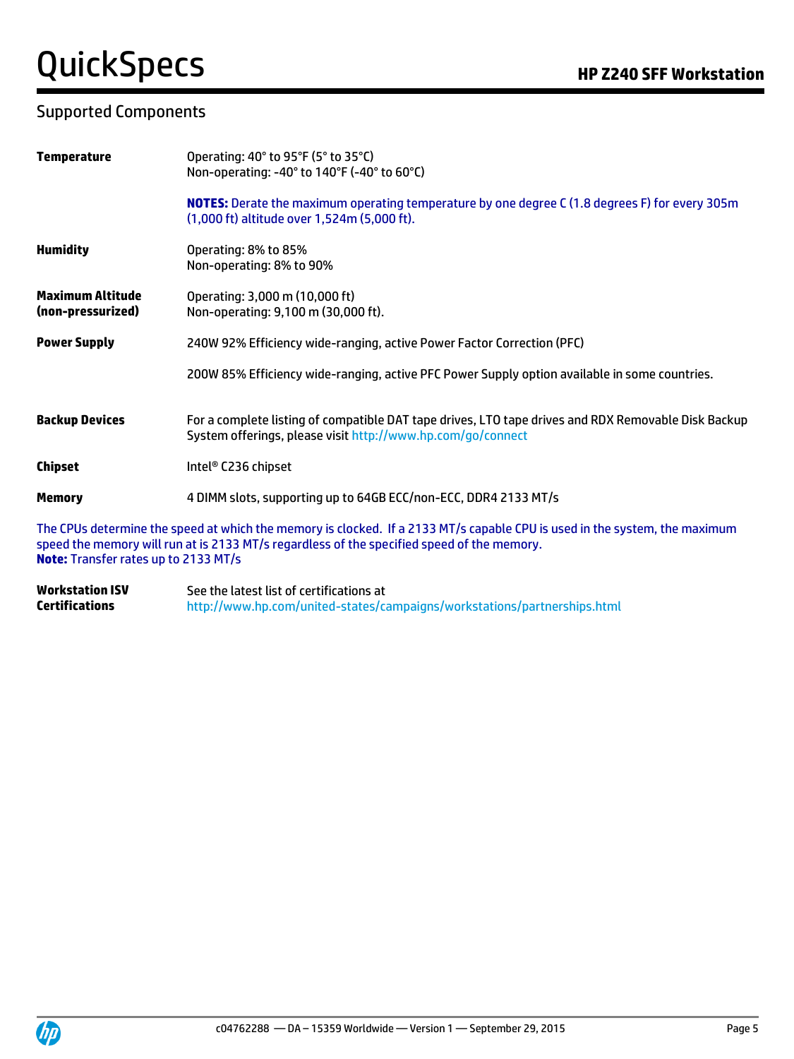## Supported Components

| | |
|---|---|
| **Temperature** | Operating: 40° to 95°F (5° to 35°C)<br>Non-operating: -40° to 140°F (-40° to 60°C)<br><br>**NOTES:** Derate the maximum operating temperature by one degree C (1.8 degrees F) for every 305m (1,000 ft) altitude over 1,524m (5,000 ft). |
| **Humidity** | Operating: 8% to 85%<br>Non-operating: 8% to 90% |
| **Maximum Altitude (non-pressurized)** | Operating: 3,000 m (10,000 ft)<br>Non-operating: 9,100 m (30,000 ft). |
| **Power Supply** | 240W 92% Efficiency wide-ranging, active Power Factor Correction (PFC)<br><br>200W 85% Efficiency wide-ranging, active PFC Power Supply option available in some countries. |
| **Backup Devices** | For a complete listing of compatible DAT tape drives, LTO tape drives and RDX Removable Disk Backup System offerings, please visit http://www.hp.com/go/connect |
| **Chipset** | Intel® C236 chipset |
| **Memory** | 4 DIMM slots, supporting up to 64GB ECC/non-ECC, DDR4 2133 MT/s |

The CPUs determine the speed at which the memory is clocked. If a 2133 MT/s capable CPU is used in the system, the maximum speed the memory will run at is 2133 MT/s regardless of the specified speed of the memory.
**Note:** Transfer rates up to 2133 MT/s

| | |
|---|---|
| **Workstation ISV Certifications** | See the latest list of certifications at<br>http://www.hp.com/united-states/campaigns/workstations/partnerships.html |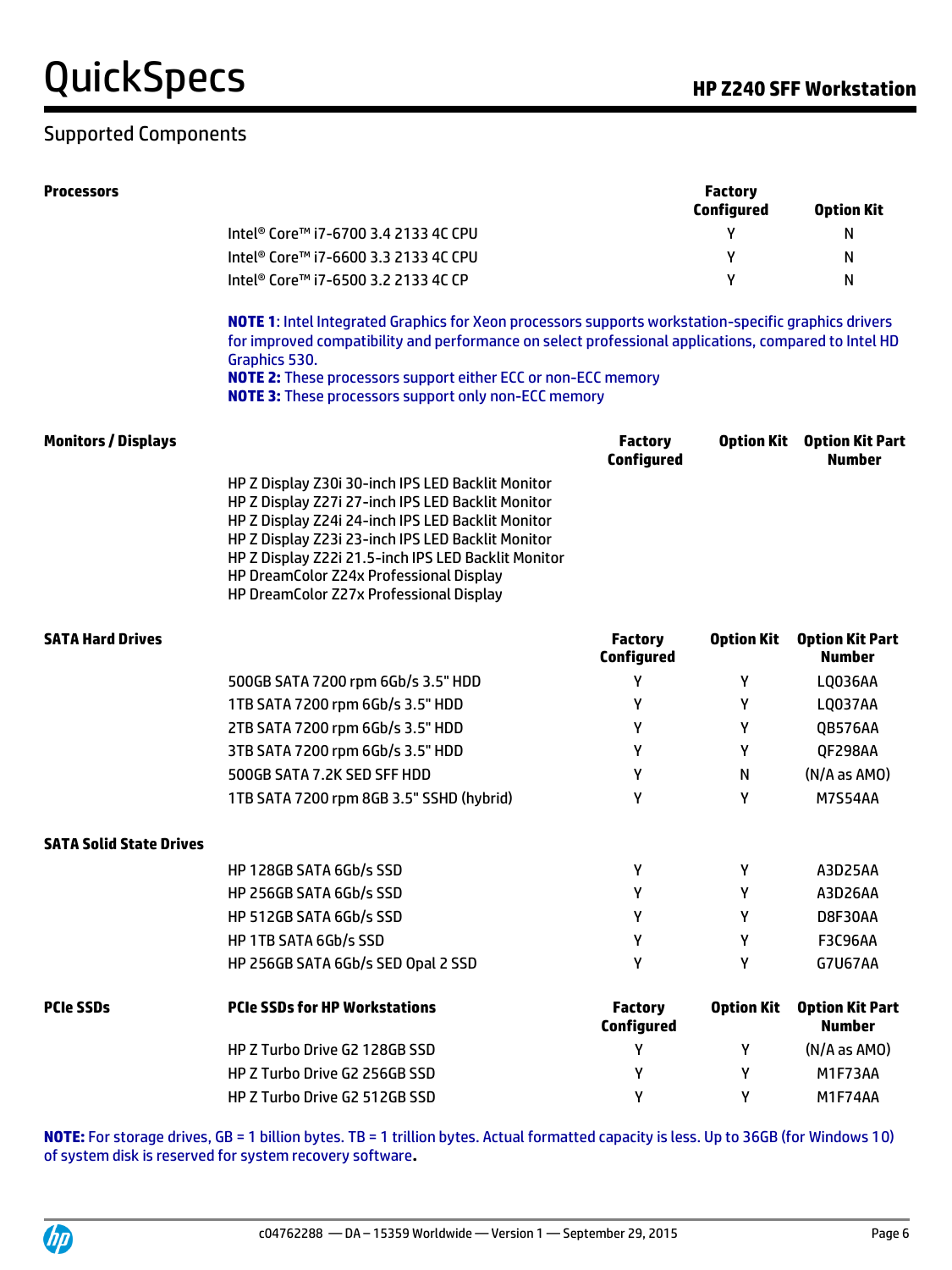## Supported Components

**Processors**

| | Factory Configured | Option Kit |
|---|---|---|
| Intel® Core™ i7-6700 3.4 2133 4C CPU | Y | N |
| Intel® Core™ i7-6600 3.3 2133 4C CPU | Y | N |
| Intel® Core™ i7-6500 3.2 2133 4C CP | Y | N |

**NOTE 1**: Intel Integrated Graphics for Xeon processors supports workstation-specific graphics drivers for improved compatibility and performance on select professional applications, compared to Intel HD Graphics 530.
**NOTE 2:** These processors support either ECC or non-ECC memory
**NOTE 3:** These processors support only non-ECC memory

**Monitors / Displays**

| | Factory Configured | Option Kit | Option Kit Part Number |
|---|---|---|---|
| HP Z Display Z30i 30-inch IPS LED Backlit Monitor | | | |
| HP Z Display Z27i 27-inch IPS LED Backlit Monitor | | | |
| HP Z Display Z24i 24-inch IPS LED Backlit Monitor | | | |
| HP Z Display Z23i 23-inch IPS LED Backlit Monitor | | | |
| HP Z Display Z22i 21.5-inch IPS LED Backlit Monitor | | | |
| HP DreamColor Z24x Professional Display | | | |
| HP DreamColor Z27x Professional Display | | | |

**SATA Hard Drives**

| | Factory Configured | Option Kit | Option Kit Part Number |
|---|---|---|---|
| 500GB SATA 7200 rpm 6Gb/s 3.5" HDD | Y | Y | LQ036AA |
| 1TB SATA 7200 rpm 6Gb/s 3.5" HDD | Y | Y | LQ037AA |
| 2TB SATA 7200 rpm 6Gb/s 3.5" HDD | Y | Y | QB576AA |
| 3TB SATA 7200 rpm 6Gb/s 3.5" HDD | Y | Y | QF298AA |
| 500GB SATA 7.2K SED SFF HDD | Y | N | (N/A as AMO) |
| 1TB SATA 7200 rpm 8GB 3.5" SSHD (hybrid) | Y | Y | M7S54AA |

**SATA Solid State Drives**

| | Factory Configured | Option Kit | Option Kit Part Number |
|---|---|---|---|
| HP 128GB SATA 6Gb/s SSD | Y | Y | A3D25AA |
| HP 256GB SATA 6Gb/s SSD | Y | Y | A3D26AA |
| HP 512GB SATA 6Gb/s SSD | Y | Y | D8F30AA |
| HP 1TB SATA 6Gb/s SSD | Y | Y | F3C96AA |
| HP 256GB SATA 6Gb/s SED Opal 2 SSD | Y | Y | G7U67AA |

**PCIe SSDs**

| PCIe SSDs for HP Workstations | Factory Configured | Option Kit | Option Kit Part Number |
|---|---|---|---|
| HP Z Turbo Drive G2 128GB SSD | Y | Y | (N/A as AMO) |
| HP Z Turbo Drive G2 256GB SSD | Y | Y | M1F73AA |
| HP Z Turbo Drive G2 512GB SSD | Y | Y | M1F74AA |

**NOTE:** For storage drives, GB = 1 billion bytes. TB = 1 trillion bytes. Actual formatted capacity is less. Up to 36GB (for Windows 10) of system disk is reserved for system recovery software**.**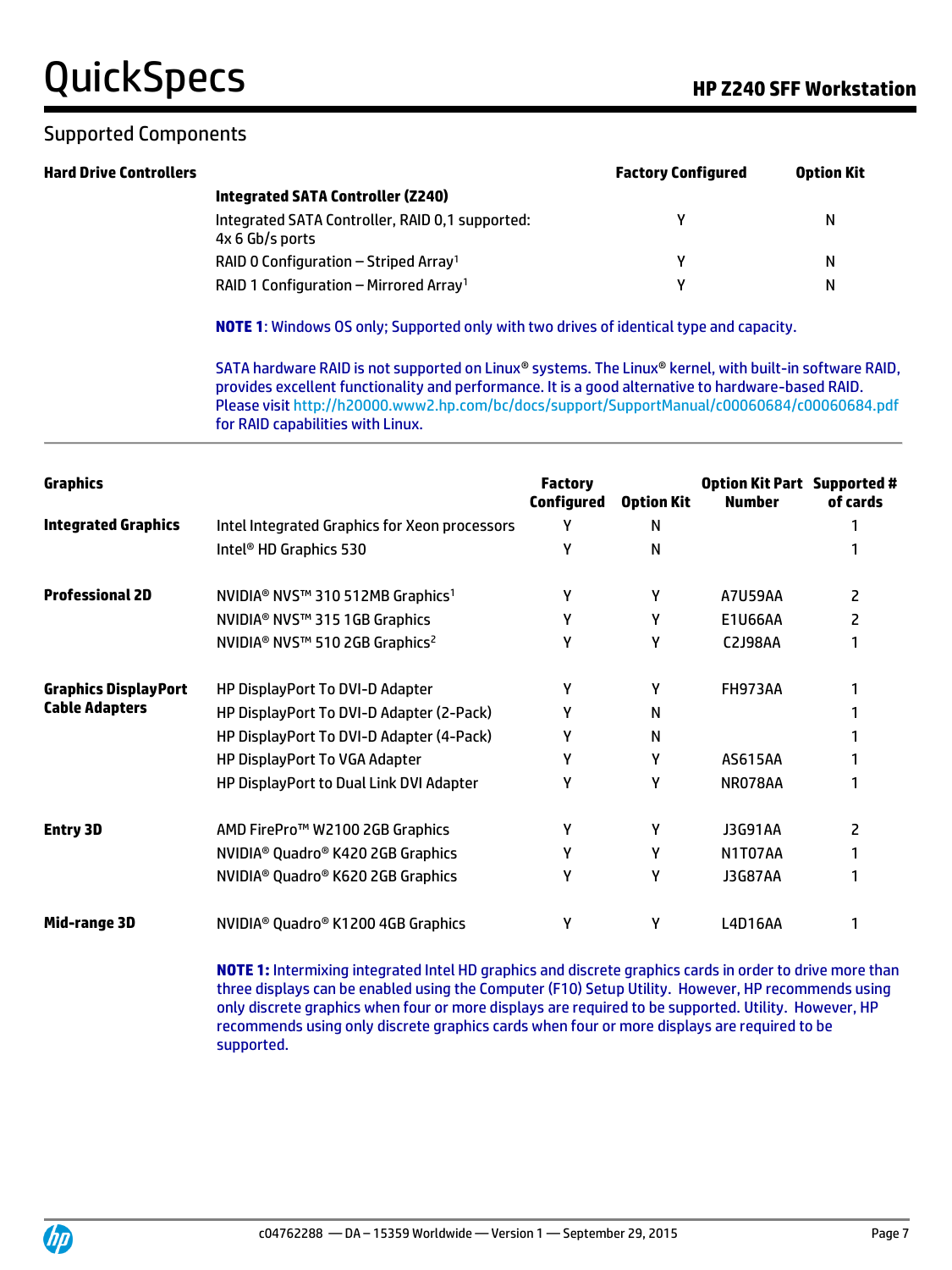## Supported Components

| Hard Drive Controllers | | Factory Configured | Option Kit |
|---|---|---|---|
| | **Integrated SATA Controller (Z240)** | | |
| | Integrated SATA Controller, RAID 0,1 supported: 4x 6 Gb/s ports | Y | N |
| | RAID 0 Configuration – Striped Array[1] | Y | N |
| | RAID 1 Configuration – Mirrored Array[1] | Y | N |

**NOTE 1**: Windows OS only; Supported only with two drives of identical type and capacity.

SATA hardware RAID is not supported on Linux® systems. The Linux® kernel, with built-in software RAID, provides excellent functionality and performance. It is a good alternative to hardware-based RAID. Please visit http://h20000.www2.hp.com/bc/docs/support/SupportManual/c00060684/c00060684.pdf for RAID capabilities with Linux.

| Graphics | | Factory Configured | Option Kit | Option Kit Part Number | Supported # of cards |
|---|---|---|---|---|---|
| **Integrated Graphics** | Intel Integrated Graphics for Xeon processors | Y | N | | 1 |
| | Intel® HD Graphics 530 | Y | N | | 1 |
| **Professional 2D** | NVIDIA® NVS™ 310 512MB Graphics[1] | Y | Y | A7U59AA | 2 |
| | NVIDIA® NVS™ 315 1GB Graphics | Y | Y | E1U66AA | 2 |
| | NVIDIA® NVS™ 510 2GB Graphics[2] | Y | Y | C2J98AA | 1 |
| **Graphics DisplayPort Cable Adapters** | HP DisplayPort To DVI-D Adapter | Y | Y | FH973AA | 1 |
| | HP DisplayPort To DVI-D Adapter (2-Pack) | Y | N | | 1 |
| | HP DisplayPort To DVI-D Adapter (4-Pack) | Y | N | | 1 |
| | HP DisplayPort To VGA Adapter | Y | Y | AS615AA | 1 |
| | HP DisplayPort to Dual Link DVI Adapter | Y | Y | NR078AA | 1 |
| **Entry 3D** | AMD FirePro™ W2100 2GB Graphics | Y | Y | J3G91AA | 2 |
| | NVIDIA® Quadro® K420 2GB Graphics | Y | Y | N1T07AA | 1 |
| | NVIDIA® Quadro® K620 2GB Graphics | Y | Y | J3G87AA | 1 |
| **Mid-range 3D** | NVIDIA® Quadro® K1200 4GB Graphics | Y | Y | L4D16AA | 1 |

**NOTE 1:** Intermixing integrated Intel HD graphics and discrete graphics cards in order to drive more than three displays can be enabled using the Computer (F10) Setup Utility. However, HP recommends using only discrete graphics when four or more displays are required to be supported. Utility. However, HP recommends using only discrete graphics cards when four or more displays are required to be supported.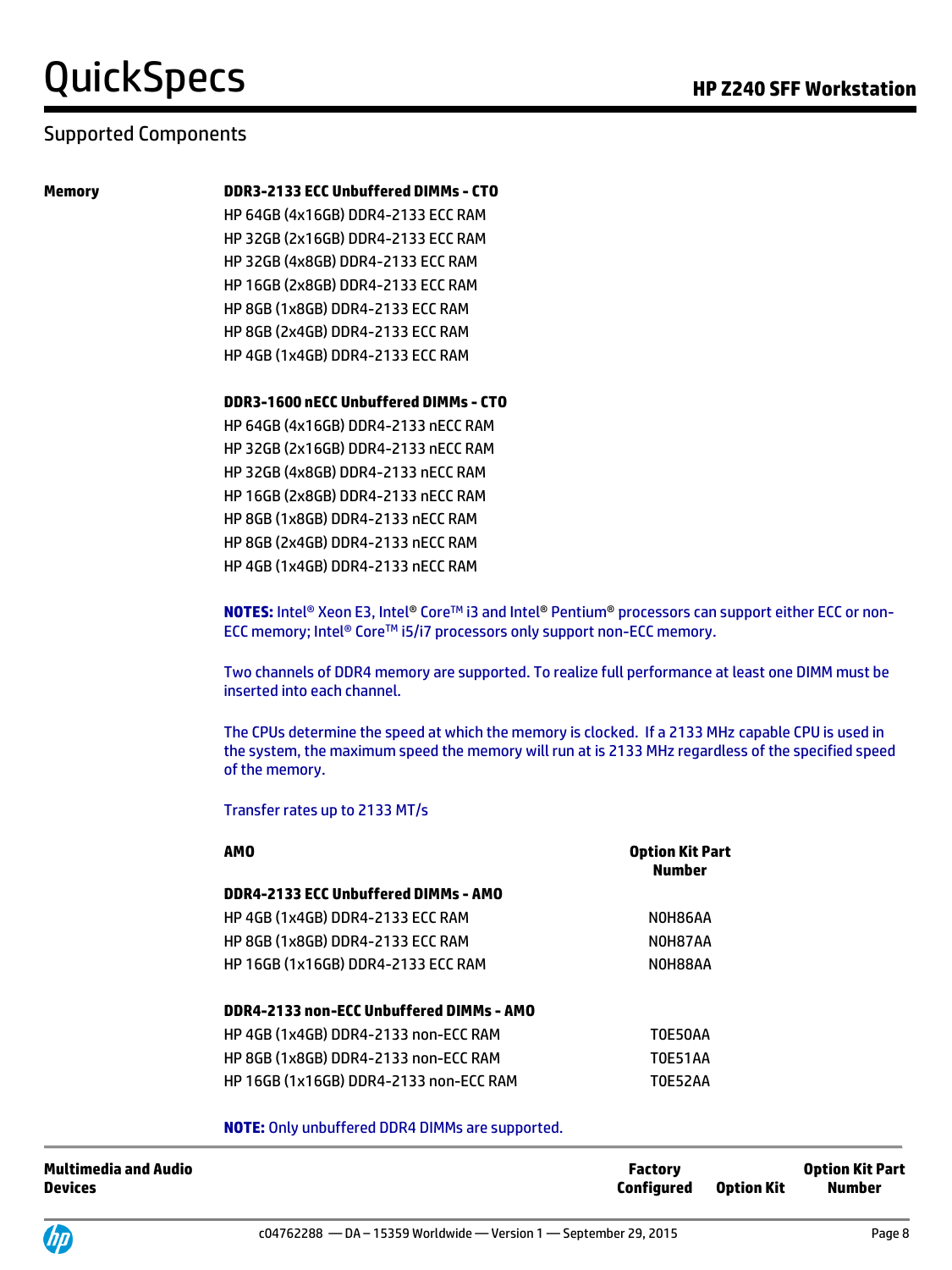## Supported Components

**Memory**

**DDR3-2133 ECC Unbuffered DIMMs - CTO**

HP 64GB (4x16GB) DDR4-2133 ECC RAM
HP 32GB (2x16GB) DDR4-2133 ECC RAM
HP 32GB (4x8GB) DDR4-2133 ECC RAM
HP 16GB (2x8GB) DDR4-2133 ECC RAM
HP 8GB (1x8GB) DDR4-2133 ECC RAM
HP 8GB (2x4GB) DDR4-2133 ECC RAM
HP 4GB (1x4GB) DDR4-2133 ECC RAM

**DDR3-1600 nECC Unbuffered DIMMs - CTO**

HP 64GB (4x16GB) DDR4-2133 nECC RAM
HP 32GB (2x16GB) DDR4-2133 nECC RAM
HP 32GB (4x8GB) DDR4-2133 nECC RAM
HP 16GB (2x8GB) DDR4-2133 nECC RAM
HP 8GB (1x8GB) DDR4-2133 nECC RAM
HP 8GB (2x4GB) DDR4-2133 nECC RAM
HP 4GB (1x4GB) DDR4-2133 nECC RAM

**NOTES:** Intel® Xeon E3, Intel® Core™ i3 and Intel® Pentium® processors can support either ECC or non-ECC memory; Intel® Core™ i5/i7 processors only support non-ECC memory.

Two channels of DDR4 memory are supported. To realize full performance at least one DIMM must be inserted into each channel.

The CPUs determine the speed at which the memory is clocked. If a 2133 MHz capable CPU is used in the system, the maximum speed the memory will run at is 2133 MHz regardless of the specified speed of the memory.

Transfer rates up to 2133 MT/s

| AMO | Option Kit Part Number |
|---|---|
| **DDR4-2133 ECC Unbuffered DIMMs - AMO** | |
| HP 4GB (1x4GB) DDR4-2133 ECC RAM | N0H86AA |
| HP 8GB (1x8GB) DDR4-2133 ECC RAM | N0H87AA |
| HP 16GB (1x16GB) DDR4-2133 ECC RAM | N0H88AA |
| **DDR4-2133 non-ECC Unbuffered DIMMs - AMO** | |
| HP 4GB (1x4GB) DDR4-2133 non-ECC RAM | T0E50AA |
| HP 8GB (1x8GB) DDR4-2133 non-ECC RAM | T0E51AA |
| HP 16GB (1x16GB) DDR4-2133 non-ECC RAM | T0E52AA |

**NOTE:** Only unbuffered DDR4 DIMMs are supported.

| Multimedia and Audio Devices | Factory Configured | Option Kit | Option Kit Part Number |
|---|---|---|---|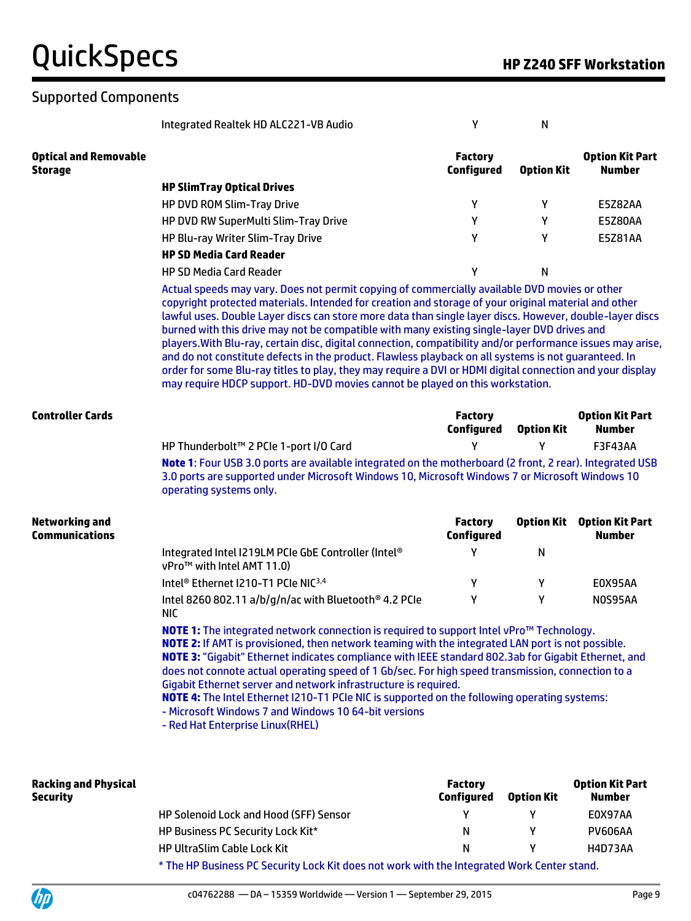## Supported Components

| | | Factory Configured | Option Kit | Option Kit Part Number |
|---|---|---|---|---|
| | Integrated Realtek HD ALC221-VB Audio | Y | N | |

| **Optical and Removable Storage** | | Factory Configured | Option Kit | Option Kit Part Number |
|---|---|---|---|---|
| | **HP SlimTray Optical Drives** | | | |
| | HP DVD ROM Slim-Tray Drive | Y | Y | E5Z82AA |
| | HP DVD RW SuperMulti Slim-Tray Drive | Y | Y | E5Z80AA |
| | HP Blu-ray Writer Slim-Tray Drive | Y | Y | E5Z81AA |
| | **HP SD Media Card Reader** | | | |
| | HP SD Media Card Reader | Y | N | |

Actual speeds may vary. Does not permit copying of commercially available DVD movies or other copyright protected materials. Intended for creation and storage of your original material and other lawful uses. Double Layer discs can store more data than single layer discs. However, double-layer discs burned with this drive may not be compatible with many existing single-layer DVD drives and players.With Blu-ray, certain disc, digital connection, compatibility and/or performance issues may arise, and do not constitute defects in the product. Flawless playback on all systems is not guaranteed. In order for some Blu-ray titles to play, they may require a DVI or HDMI digital connection and your display may require HDCP support. HD-DVD movies cannot be played on this workstation.

| **Controller Cards** | | Factory Configured | Option Kit | Option Kit Part Number |
|---|---|---|---|---|
| | HP Thunderbolt™ 2 PCIe 1-port I/O Card | Y | Y | F3F43AA |

**Note 1**: Four USB 3.0 ports are available integrated on the motherboard (2 front, 2 rear). Integrated USB 3.0 ports are supported under Microsoft Windows 10, Microsoft Windows 7 or Microsoft Windows 10 operating systems only.

| **Networking and Communications** | | Factory Configured | Option Kit | Option Kit Part Number |
|---|---|---|---|---|
| | Integrated Intel I219LM PCIe GbE Controller (Intel® vPro™ with Intel AMT 11.0) | Y | N | |
| | Intel® Ethernet I210-T1 PCIe NIC[3,4] | Y | Y | E0X95AA |
| | Intel 8260 802.11 a/b/g/n/ac with Bluetooth® 4.2 PCIe NIC | Y | Y | N0S95AA |

**NOTE 1:** The integrated network connection is required to support Intel vPro™ Technology.
**NOTE 2:** If AMT is provisioned, then network teaming with the integrated LAN port is not possible.
**NOTE 3:** "Gigabit" Ethernet indicates compliance with IEEE standard 802.3ab for Gigabit Ethernet, and does not connote actual operating speed of 1 Gb/sec. For high speed transmission, connection to a Gigabit Ethernet server and network infrastructure is required.
**NOTE 4:** The Intel Ethernet I210-T1 PCIe NIC is supported on the following operating systems:
- Microsoft Windows 7 and Windows 10 64-bit versions
- Red Hat Enterprise Linux(RHEL)

| **Racking and Physical Security** | | Factory Configured | Option Kit | Option Kit Part Number |
|---|---|---|---|---|
| | HP Solenoid Lock and Hood (SFF) Sensor | Y | Y | E0X97AA |
| | HP Business PC Security Lock Kit* | N | Y | PV606AA |
| | HP UltraSlim Cable Lock Kit | N | Y | H4D73AA |

* The HP Business PC Security Lock Kit does not work with the Integrated Work Center stand.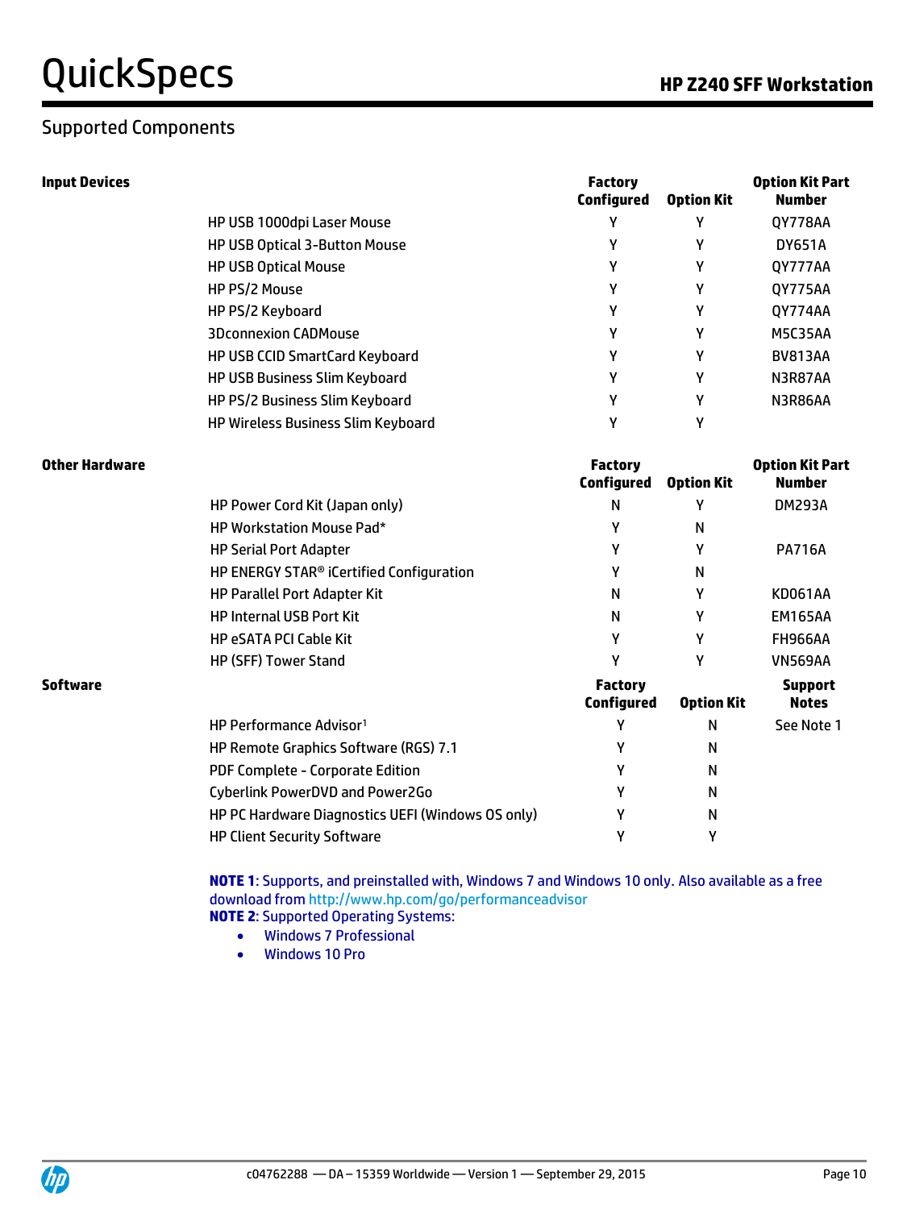## Supported Components

| Input Devices | | Factory Configured | Option Kit | Option Kit Part Number |
|---|---|---|---|---|
| | HP USB 1000dpi Laser Mouse | Y | Y | QY778AA |
| | HP USB Optical 3-Button Mouse | Y | Y | DY651A |
| | HP USB Optical Mouse | Y | Y | QY777AA |
| | HP PS/2 Mouse | Y | Y | QY775AA |
| | HP PS/2 Keyboard | Y | Y | QY774AA |
| | 3Dconnexion CADMouse | Y | Y | M5C35AA |
| | HP USB CCID SmartCard Keyboard | Y | Y | BV813AA |
| | HP USB Business Slim Keyboard | Y | Y | N3R87AA |
| | HP PS/2 Business Slim Keyboard | Y | Y | N3R86AA |
| | HP Wireless Business Slim Keyboard | Y | Y | |

| Other Hardware | | Factory Configured | Option Kit | Option Kit Part Number |
|---|---|---|---|---|
| | HP Power Cord Kit (Japan only) | N | Y | DM293A |
| | HP Workstation Mouse Pad* | Y | N | |
| | HP Serial Port Adapter | Y | Y | PA716A |
| | HP ENERGY STAR® iCertified Configuration | Y | N | |
| | HP Parallel Port Adapter Kit | N | Y | KD061AA |
| | HP Internal USB Port Kit | N | Y | EM165AA |
| | HP eSATA PCI Cable Kit | Y | Y | FH966AA |
| | HP (SFF) Tower Stand | Y | Y | VN569AA |

| Software | | Factory Configured | Option Kit | Support Notes |
|---|---|---|---|---|
| | HP Performance Advisor[1] | Y | N | See Note 1 |
| | HP Remote Graphics Software (RGS) 7.1 | Y | N | |
| | PDF Complete - Corporate Edition | Y | N | |
| | Cyberlink PowerDVD and Power2Go | Y | N | |
| | HP PC Hardware Diagnostics UEFI (Windows OS only) | Y | N | |
| | HP Client Security Software | Y | Y | |

**NOTE 1**: Supports, and preinstalled with, Windows 7 and Windows 10 only. Also available as a free download from http://www.hp.com/go/performanceadvisor

**NOTE 2**: Supported Operating Systems:

- Windows 7 Professional
- Windows 10 Pro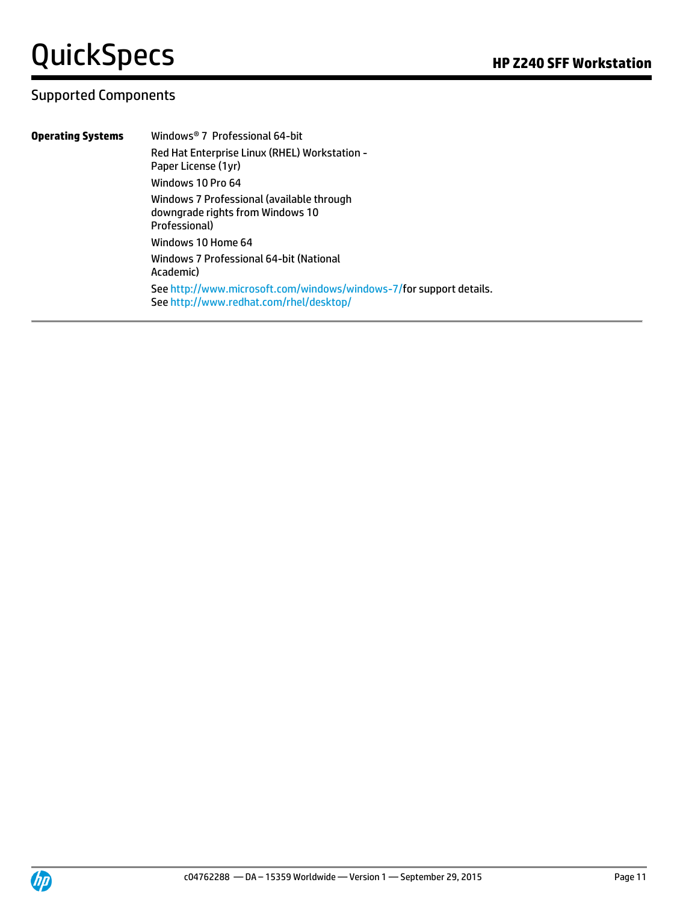## Supported Components

**Operating Systems**

Windows® 7 Professional 64-bit

Red Hat Enterprise Linux (RHEL) Workstation - Paper License (1yr)

Windows 10 Pro 64

Windows 7 Professional (available through downgrade rights from Windows 10 Professional)

Windows 10 Home 64

Windows 7 Professional 64-bit (National Academic)

See http://www.microsoft.com/windows/windows-7/for support details.
See http://www.redhat.com/rhel/desktop/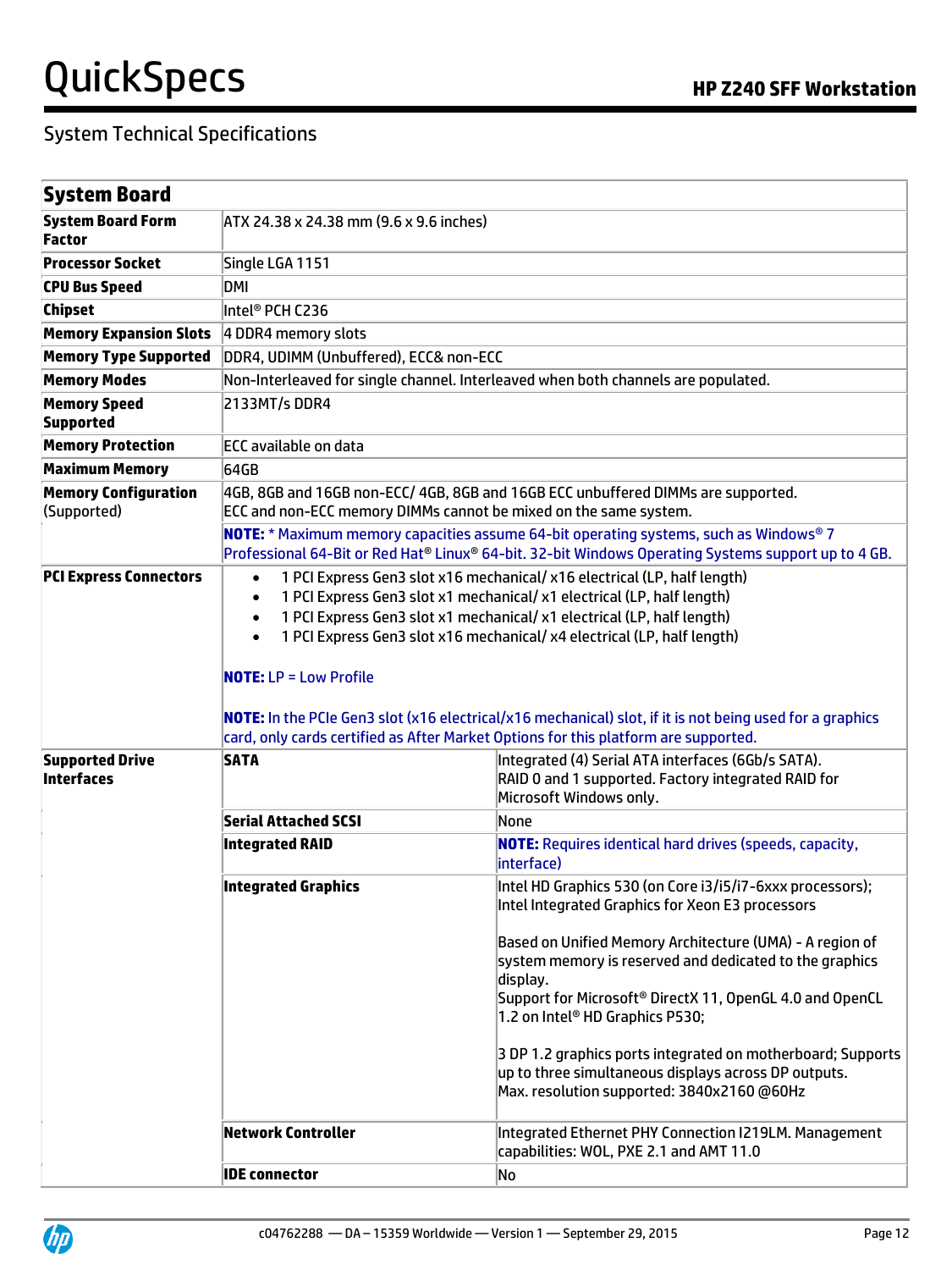## System Technical Specifications

| System Board | | |
|---|---|---|
| **System Board Form Factor** | ATX 24.38 x 24.38 mm (9.6 x 9.6 inches) | |
| **Processor Socket** | Single LGA 1151 | |
| **CPU Bus Speed** | DMI | |
| **Chipset** | Intel® PCH C236 | |
| **Memory Expansion Slots** | 4 DDR4 memory slots | |
| **Memory Type Supported** | DDR4, UDIMM (Unbuffered), ECC& non-ECC | |
| **Memory Modes** | Non-Interleaved for single channel. Interleaved when both channels are populated. | |
| **Memory Speed Supported** | 2133MT/s DDR4 | |
| **Memory Protection** | ECC available on data | |
| **Maximum Memory** | 64GB | |
| **Memory Configuration** (Supported) | 4GB, 8GB and 16GB non-ECC/ 4GB, 8GB and 16GB ECC unbuffered DIMMs are supported.<br>ECC and non-ECC memory DIMMs cannot be mixed on the same system.<br>**NOTE:** * Maximum memory capacities assume 64-bit operating systems, such as Windows® 7 Professional 64-Bit or Red Hat® Linux® 64-bit. 32-bit Windows Operating Systems support up to 4 GB. | |
| **PCI Express Connectors** | • 1 PCI Express Gen3 slot x16 mechanical/ x16 electrical (LP, half length)<br>• 1 PCI Express Gen3 slot x1 mechanical/ x1 electrical (LP, half length)<br>• 1 PCI Express Gen3 slot x1 mechanical/ x1 electrical (LP, half length)<br>• 1 PCI Express Gen3 slot x16 mechanical/ x4 electrical (LP, half length)<br><br>**NOTE:** LP = Low Profile<br><br>**NOTE:** In the PCIe Gen3 slot (x16 electrical/x16 mechanical) slot, if it is not being used for a graphics card, only cards certified as After Market Options for this platform are supported. | |
| **Supported Drive Interfaces** | **SATA** | Integrated (4) Serial ATA interfaces (6Gb/s SATA).<br>RAID 0 and 1 supported. Factory integrated RAID for Microsoft Windows only. |
| | **Serial Attached SCSI** | None |
| | **Integrated RAID** | **NOTE:** Requires identical hard drives (speeds, capacity, interface) |
| | **Integrated Graphics** | Intel HD Graphics 530 (on Core i3/i5/i7-6xxx processors);<br>Intel Integrated Graphics for Xeon E3 processors<br><br>Based on Unified Memory Architecture (UMA) - A region of system memory is reserved and dedicated to the graphics display.<br>Support for Microsoft® DirectX 11, OpenGL 4.0 and OpenCL 1.2 on Intel® HD Graphics P530;<br><br>3 DP 1.2 graphics ports integrated on motherboard; Supports up to three simultaneous displays across DP outputs.<br>Max. resolution supported: 3840x2160 @60Hz |
| | **Network Controller** | Integrated Ethernet PHY Connection I219LM. Management capabilities: WOL, PXE 2.1 and AMT 11.0 |
| | **IDE connector** | No |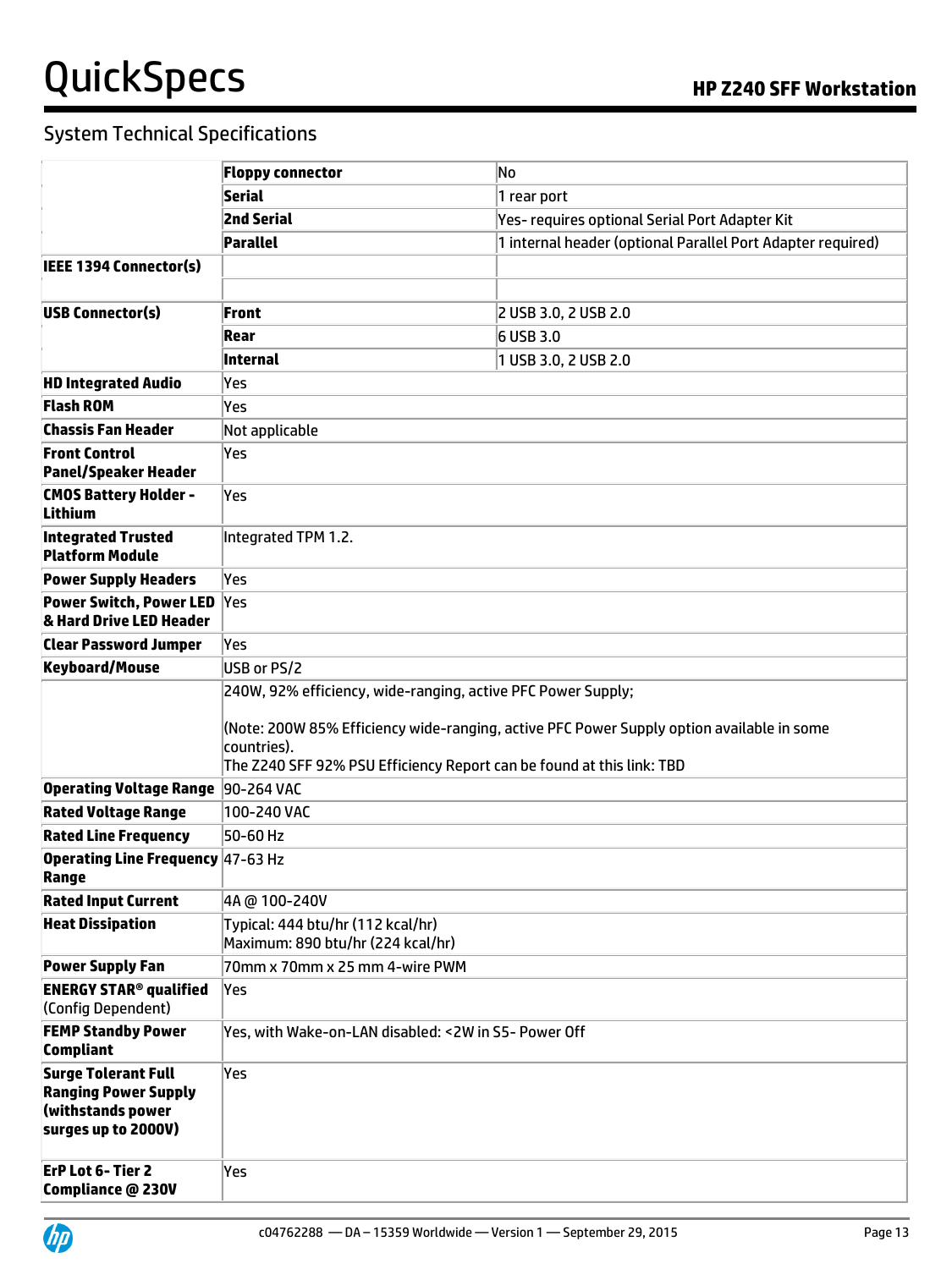## System Technical Specifications

| | | |
|---|---|---|
| | **Floppy connector** | No |
| | **Serial** | 1 rear port |
| | **2nd Serial** | Yes- requires optional Serial Port Adapter Kit |
| | **Parallel** | 1 internal header (optional Parallel Port Adapter required) |
| **IEEE 1394 Connector(s)** | | |
| | | |
| **USB Connector(s)** | **Front** | 2 USB 3.0, 2 USB 2.0 |
| | **Rear** | 6 USB 3.0 |
| | **Internal** | 1 USB 3.0, 2 USB 2.0 |
| **HD Integrated Audio** | Yes | |
| **Flash ROM** | Yes | |
| **Chassis Fan Header** | Not applicable | |
| **Front Control Panel/Speaker Header** | Yes | |
| **CMOS Battery Holder - Lithium** | Yes | |
| **Integrated Trusted Platform Module** | Integrated TPM 1.2. | |
| **Power Supply Headers** | Yes | |
| **Power Switch, Power LED & Hard Drive LED Header** | Yes | |
| **Clear Password Jumper** | Yes | |
| **Keyboard/Mouse** | USB or PS/2 | |
| | 240W, 92% efficiency, wide-ranging, active PFC Power Supply;<br><br>(Note: 200W 85% Efficiency wide-ranging, active PFC Power Supply option available in some countries).<br>The Z240 SFF 92% PSU Efficiency Report can be found at this link: TBD | |
| **Operating Voltage Range** | 90-264 VAC | |
| **Rated Voltage Range** | 100-240 VAC | |
| **Rated Line Frequency** | 50-60 Hz | |
| **Operating Line Frequency Range** | 47-63 Hz | |
| **Rated Input Current** | 4A @ 100-240V | |
| **Heat Dissipation** | Typical: 444 btu/hr (112 kcal/hr)<br>Maximum: 890 btu/hr (224 kcal/hr) | |
| **Power Supply Fan** | 70mm x 70mm x 25 mm 4-wire PWM | |
| **ENERGY STAR® qualified** (Config Dependent) | Yes | |
| **FEMP Standby Power Compliant** | Yes, with Wake-on-LAN disabled: <2W in S5- Power Off | |
| **Surge Tolerant Full Ranging Power Supply (withstands power surges up to 2000V)** | Yes | |
| **ErP Lot 6- Tier 2 Compliance @ 230V** | Yes | |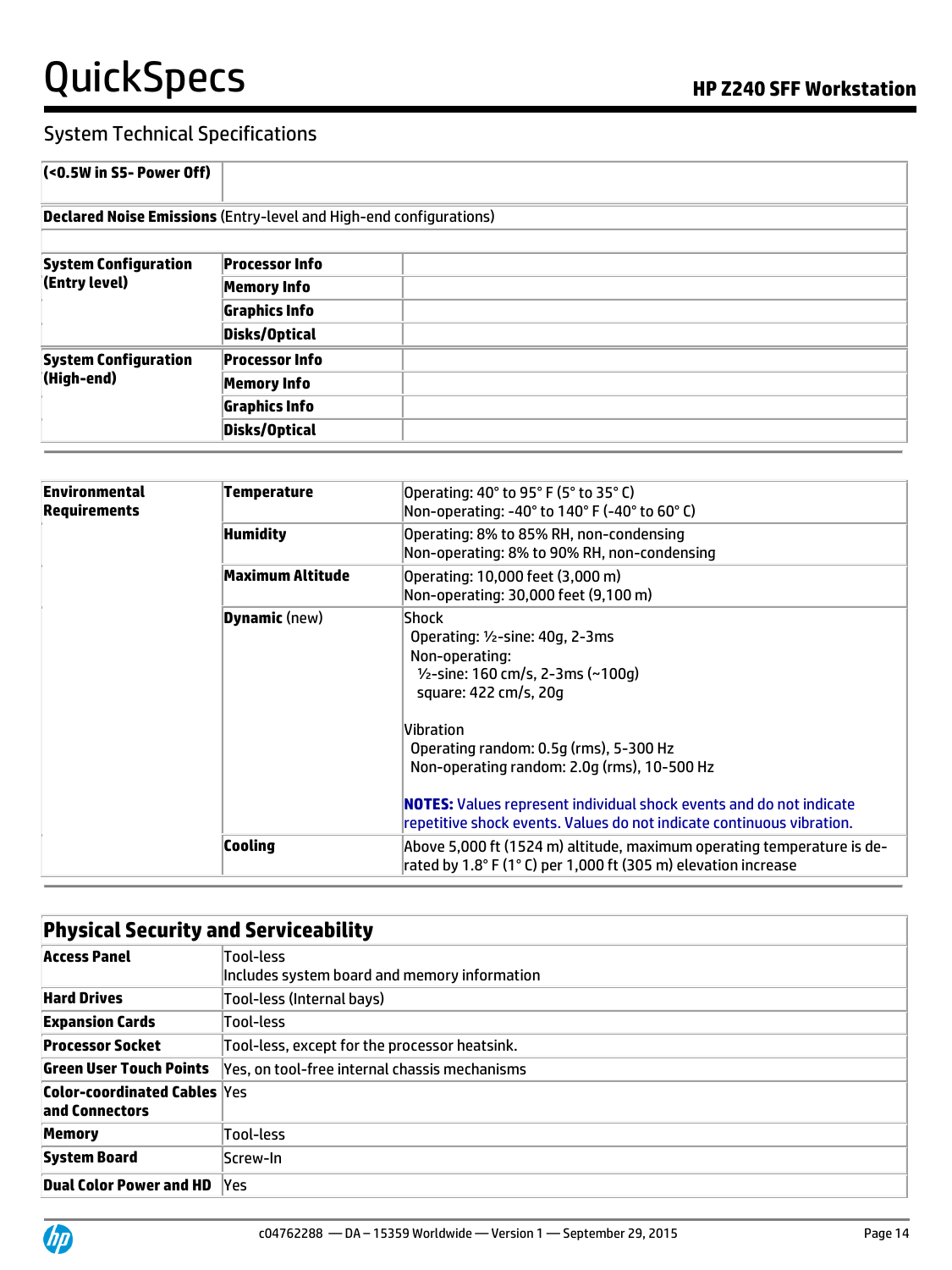## System Technical Specifications

| (<0.5W in S5- Power Off) | | |
|---|---|---|
| **Declared Noise Emissions** (Entry-level and High-end configurations) | | |
| **System Configuration (Entry level)** | **Processor Info** | |
| | **Memory Info** | |
| | **Graphics Info** | |
| | **Disks/Optical** | |
| **System Configuration (High-end)** | **Processor Info** | |
| | **Memory Info** | |
| | **Graphics Info** | |
| | **Disks/Optical** | |

| **Environmental Requirements** | **Temperature** | Operating: 40° to 95° F (5° to 35° C)<br>Non-operating: -40° to 140° F (-40° to 60° C) |
|---|---|---|
| | **Humidity** | Operating: 8% to 85% RH, non-condensing<br>Non-operating: 8% to 90% RH, non-condensing |
| | **Maximum Altitude** | Operating: 10,000 feet (3,000 m)<br>Non-operating: 30,000 feet (9,100 m) |
| | **Dynamic** (new) | Shock<br>Operating: ½-sine: 40g, 2-3ms<br>Non-operating:<br>½-sine: 160 cm/s, 2-3ms (~100g)<br>square: 422 cm/s, 20g<br><br>Vibration<br>Operating random: 0.5g (rms), 5-300 Hz<br>Non-operating random: 2.0g (rms), 10-500 Hz<br><br>**NOTES:** Values represent individual shock events and do not indicate repetitive shock events. Values do not indicate continuous vibration. |
| | **Cooling** | Above 5,000 ft (1524 m) altitude, maximum operating temperature is de-rated by 1.8° F (1° C) per 1,000 ft (305 m) elevation increase |

## Physical Security and Serviceability

| Feature | Details |
|---|---|
| **Access Panel** | Tool-less<br>Includes system board and memory information |
| **Hard Drives** | Tool-less (Internal bays) |
| **Expansion Cards** | Tool-less |
| **Processor Socket** | Tool-less, except for the processor heatsink. |
| **Green User Touch Points** | Yes, on tool-free internal chassis mechanisms |
| **Color-coordinated Cables and Connectors** | Yes |
| **Memory** | Tool-less |
| **System Board** | Screw-In |
| **Dual Color Power and HD** | Yes |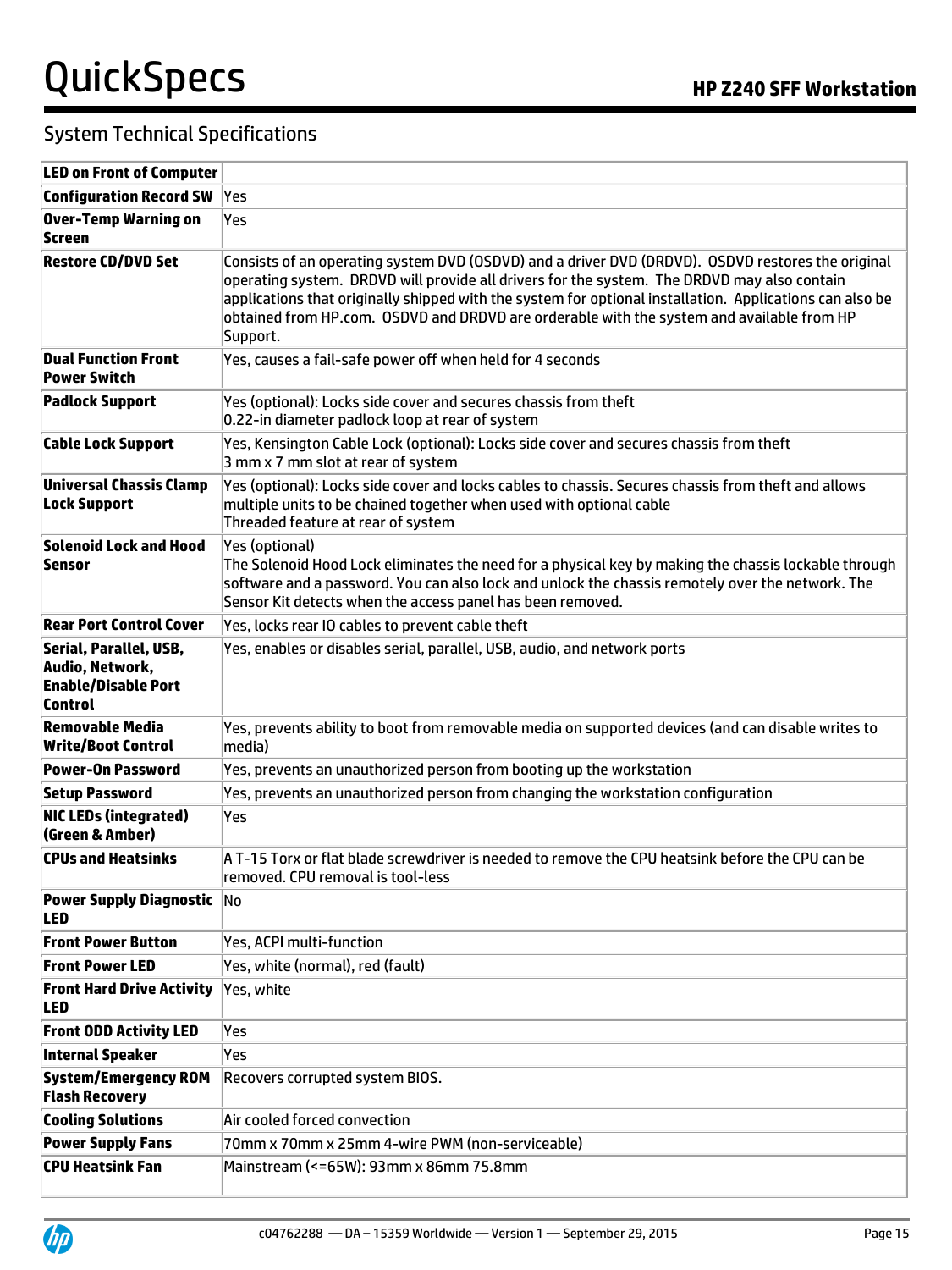## System Technical Specifications

| | |
|---|---|
| **LED on Front of Computer** | |
| **Configuration Record SW** | Yes |
| **Over-Temp Warning on Screen** | Yes |
| **Restore CD/DVD Set** | Consists of an operating system DVD (OSDVD) and a driver DVD (DRDVD). OSDVD restores the original operating system. DRDVD will provide all drivers for the system. The DRDVD may also contain applications that originally shipped with the system for optional installation. Applications can also be obtained from HP.com. OSDVD and DRDVD are orderable with the system and available from HP Support. |
| **Dual Function Front Power Switch** | Yes, causes a fail-safe power off when held for 4 seconds |
| **Padlock Support** | Yes (optional): Locks side cover and secures chassis from theft<br>0.22-in diameter padlock loop at rear of system |
| **Cable Lock Support** | Yes, Kensington Cable Lock (optional): Locks side cover and secures chassis from theft<br>3 mm x 7 mm slot at rear of system |
| **Universal Chassis Clamp Lock Support** | Yes (optional): Locks side cover and locks cables to chassis. Secures chassis from theft and allows multiple units to be chained together when used with optional cable<br>Threaded feature at rear of system |
| **Solenoid Lock and Hood Sensor** | Yes (optional)<br>The Solenoid Hood Lock eliminates the need for a physical key by making the chassis lockable through software and a password. You can also lock and unlock the chassis remotely over the network. The Sensor Kit detects when the access panel has been removed. |
| **Rear Port Control Cover** | Yes, locks rear IO cables to prevent cable theft |
| **Serial, Parallel, USB, Audio, Network, Enable/Disable Port Control** | Yes, enables or disables serial, parallel, USB, audio, and network ports |
| **Removable Media Write/Boot Control** | Yes, prevents ability to boot from removable media on supported devices (and can disable writes to media) |
| **Power-On Password** | Yes, prevents an unauthorized person from booting up the workstation |
| **Setup Password** | Yes, prevents an unauthorized person from changing the workstation configuration |
| **NIC LEDs (integrated) (Green & Amber)** | Yes |
| **CPUs and Heatsinks** | A T-15 Torx or flat blade screwdriver is needed to remove the CPU heatsink before the CPU can be removed. CPU removal is tool-less |
| **Power Supply Diagnostic LED** | No |
| **Front Power Button** | Yes, ACPI multi-function |
| **Front Power LED** | Yes, white (normal), red (fault) |
| **Front Hard Drive Activity LED** | Yes, white |
| **Front ODD Activity LED** | Yes |
| **Internal Speaker** | Yes |
| **System/Emergency ROM Flash Recovery** | Recovers corrupted system BIOS. |
| **Cooling Solutions** | Air cooled forced convection |
| **Power Supply Fans** | 70mm x 70mm x 25mm 4-wire PWM (non-serviceable) |
| **CPU Heatsink Fan** | Mainstream (<=65W): 93mm x 86mm 75.8mm |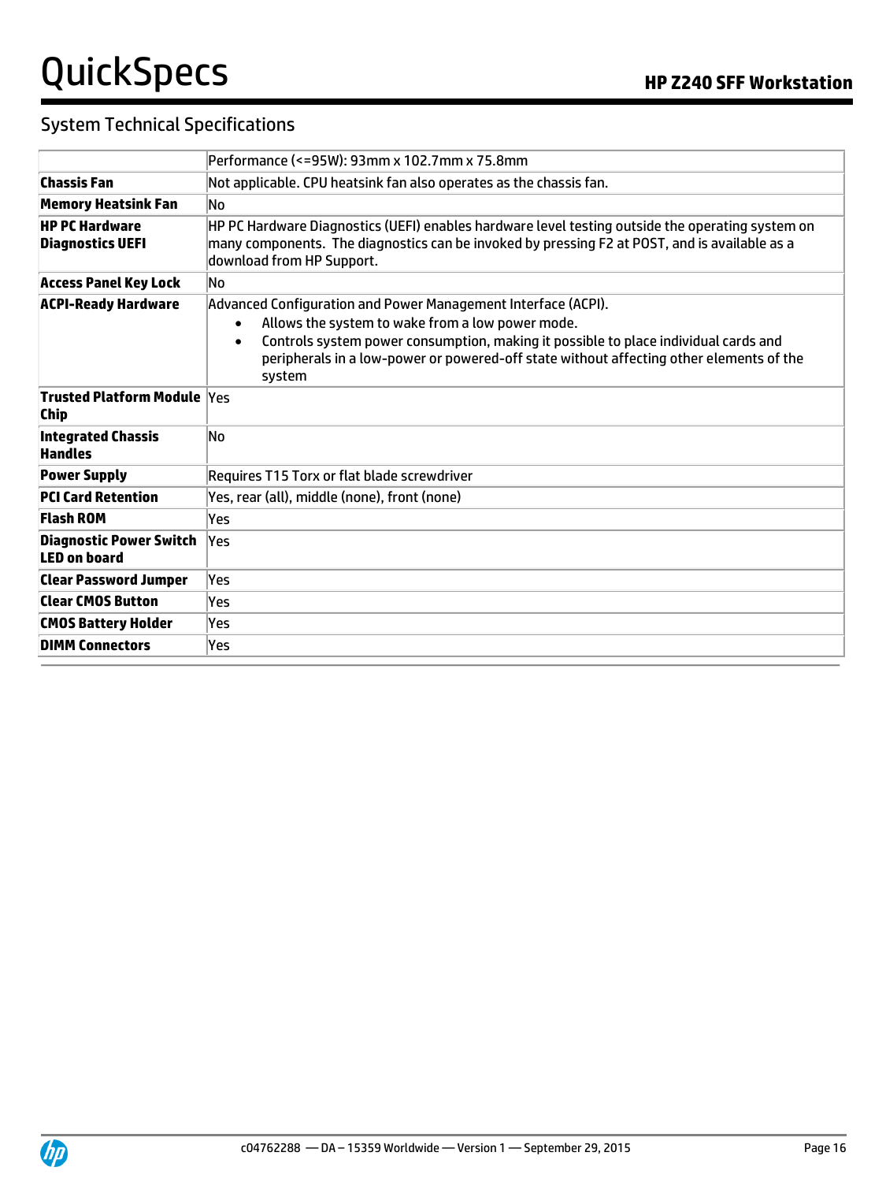## System Technical Specifications

| | |
|---|---|
| | Performance (<=95W): 93mm x 102.7mm x 75.8mm |
| **Chassis Fan** | Not applicable. CPU heatsink fan also operates as the chassis fan. |
| **Memory Heatsink Fan** | No |
| **HP PC Hardware Diagnostics UEFI** | HP PC Hardware Diagnostics (UEFI) enables hardware level testing outside the operating system on many components. The diagnostics can be invoked by pressing F2 at POST, and is available as a download from HP Support. |
| **Access Panel Key Lock** | No |
| **ACPI-Ready Hardware** | Advanced Configuration and Power Management Interface (ACPI).<br>• Allows the system to wake from a low power mode.<br>• Controls system power consumption, making it possible to place individual cards and peripherals in a low-power or powered-off state without affecting other elements of the system |
| **Trusted Platform Module Chip** | Yes |
| **Integrated Chassis Handles** | No |
| **Power Supply** | Requires T15 Torx or flat blade screwdriver |
| **PCI Card Retention** | Yes, rear (all), middle (none), front (none) |
| **Flash ROM** | Yes |
| **Diagnostic Power Switch LED on board** | Yes |
| **Clear Password Jumper** | Yes |
| **Clear CMOS Button** | Yes |
| **CMOS Battery Holder** | Yes |
| **DIMM Connectors** | Yes |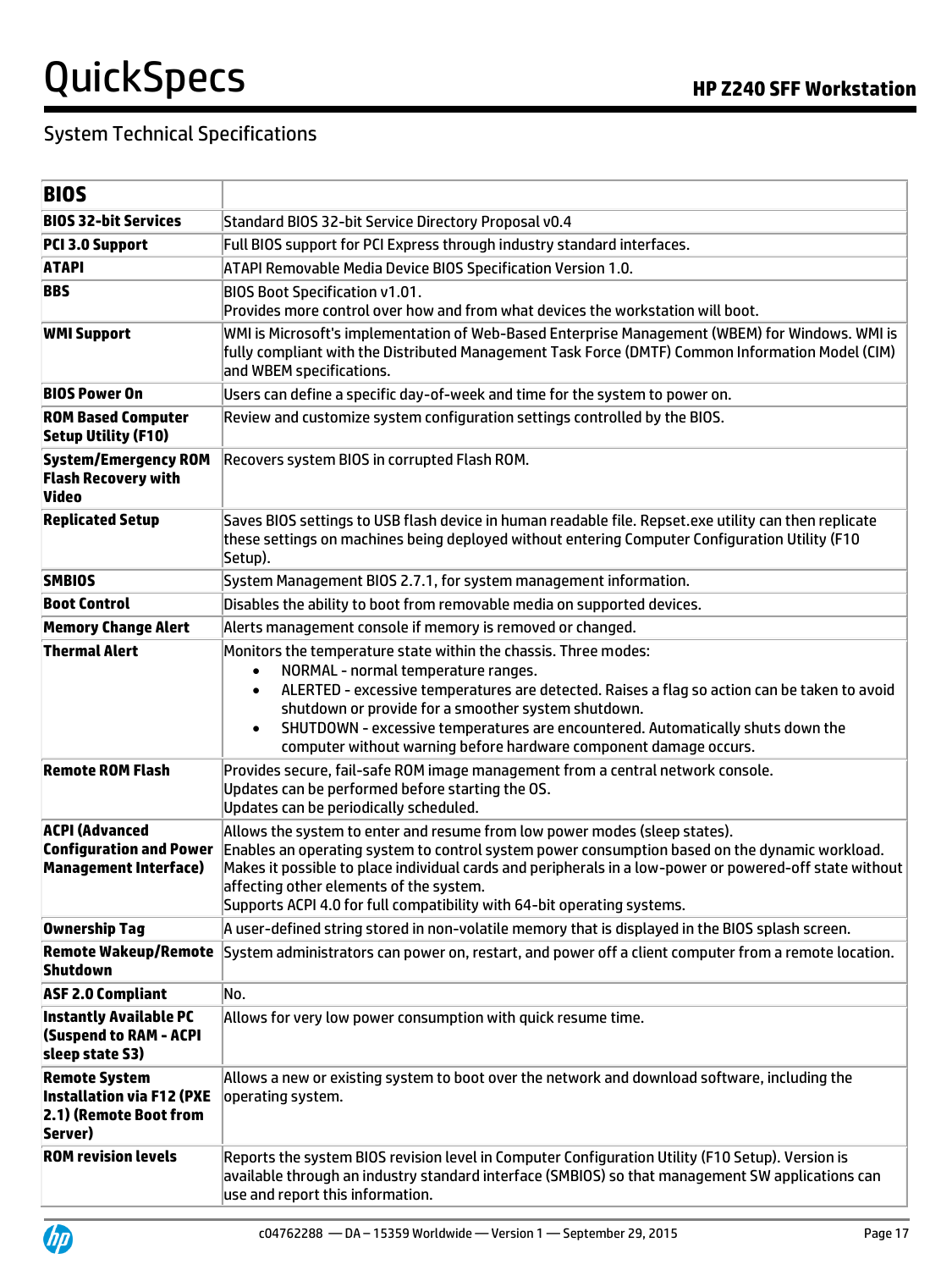## System Technical Specifications

| BIOS | |
|---|---|
| **BIOS 32-bit Services** | Standard BIOS 32-bit Service Directory Proposal v0.4 |
| **PCI 3.0 Support** | Full BIOS support for PCI Express through industry standard interfaces. |
| **ATAPI** | ATAPI Removable Media Device BIOS Specification Version 1.0. |
| **BBS** | BIOS Boot Specification v1.01.<br>Provides more control over how and from what devices the workstation will boot. |
| **WMI Support** | WMI is Microsoft's implementation of Web-Based Enterprise Management (WBEM) for Windows. WMI is fully compliant with the Distributed Management Task Force (DMTF) Common Information Model (CIM) and WBEM specifications. |
| **BIOS Power On** | Users can define a specific day-of-week and time for the system to power on. |
| **ROM Based Computer Setup Utility (F10)** | Review and customize system configuration settings controlled by the BIOS. |
| **System/Emergency ROM Flash Recovery with Video** | Recovers system BIOS in corrupted Flash ROM. |
| **Replicated Setup** | Saves BIOS settings to USB flash device in human readable file. Repset.exe utility can then replicate these settings on machines being deployed without entering Computer Configuration Utility (F10 Setup). |
| **SMBIOS** | System Management BIOS 2.7.1, for system management information. |
| **Boot Control** | Disables the ability to boot from removable media on supported devices. |
| **Memory Change Alert** | Alerts management console if memory is removed or changed. |
| **Thermal Alert** | Monitors the temperature state within the chassis. Three modes:<br>• NORMAL - normal temperature ranges.<br>• ALERTED - excessive temperatures are detected. Raises a flag so action can be taken to avoid shutdown or provide for a smoother system shutdown.<br>• SHUTDOWN - excessive temperatures are encountered. Automatically shuts down the computer without warning before hardware component damage occurs. |
| **Remote ROM Flash** | Provides secure, fail-safe ROM image management from a central network console.<br>Updates can be performed before starting the OS.<br>Updates can be periodically scheduled. |
| **ACPI (Advanced Configuration and Power Management Interface)** | Allows the system to enter and resume from low power modes (sleep states).<br>Enables an operating system to control system power consumption based on the dynamic workload.<br>Makes it possible to place individual cards and peripherals in a low-power or powered-off state without affecting other elements of the system.<br>Supports ACPI 4.0 for full compatibility with 64-bit operating systems. |
| **Ownership Tag** | A user-defined string stored in non-volatile memory that is displayed in the BIOS splash screen. |
| **Remote Wakeup/Remote Shutdown** | System administrators can power on, restart, and power off a client computer from a remote location. |
| **ASF 2.0 Compliant** | No. |
| **Instantly Available PC (Suspend to RAM - ACPI sleep state S3)** | Allows for very low power consumption with quick resume time. |
| **Remote System Installation via F12 (PXE 2.1) (Remote Boot from Server)** | Allows a new or existing system to boot over the network and download software, including the operating system. |
| **ROM revision levels** | Reports the system BIOS revision level in Computer Configuration Utility (F10 Setup). Version is available through an industry standard interface (SMBIOS) so that management SW applications can use and report this information. |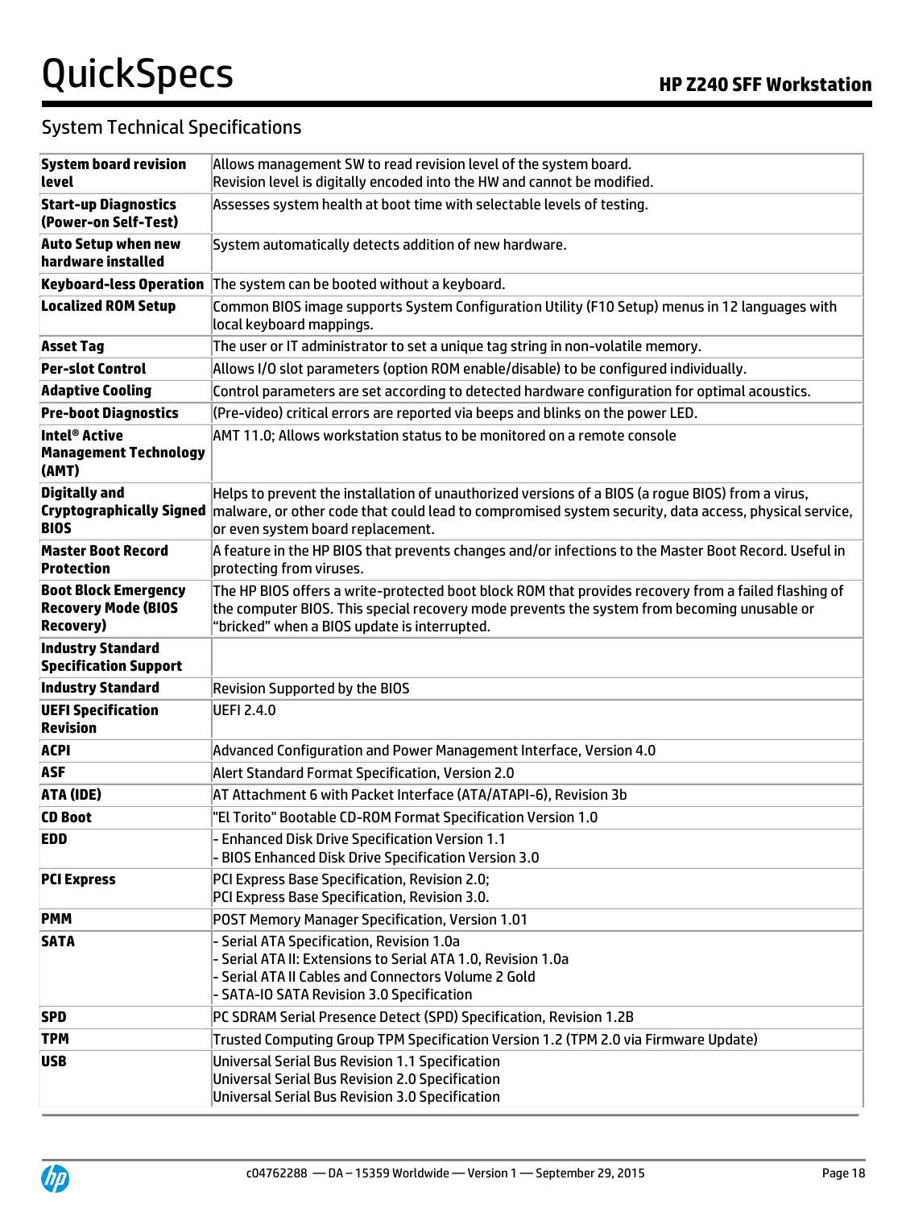## System Technical Specifications

| | |
|---|---|
| **System board revision level** | Allows management SW to read revision level of the system board.<br>Revision level is digitally encoded into the HW and cannot be modified. |
| **Start-up Diagnostics (Power-on Self-Test)** | Assesses system health at boot time with selectable levels of testing. |
| **Auto Setup when new hardware installed** | System automatically detects addition of new hardware. |
| **Keyboard-less Operation** | The system can be booted without a keyboard. |
| **Localized ROM Setup** | Common BIOS image supports System Configuration Utility (F10 Setup) menus in 12 languages with local keyboard mappings. |
| **Asset Tag** | The user or IT administrator to set a unique tag string in non-volatile memory. |
| **Per-slot Control** | Allows I/O slot parameters (option ROM enable/disable) to be configured individually. |
| **Adaptive Cooling** | Control parameters are set according to detected hardware configuration for optimal acoustics. |
| **Pre-boot Diagnostics** | (Pre-video) critical errors are reported via beeps and blinks on the power LED. |
| **Intel® Active Management Technology (AMT)** | AMT 11.0; Allows workstation status to be monitored on a remote console |
| **Digitally and Cryptographically Signed BIOS** | Helps to prevent the installation of unauthorized versions of a BIOS (a rogue BIOS) from a virus, malware, or other code that could lead to compromised system security, data access, physical service, or even system board replacement. |
| **Master Boot Record Protection** | A feature in the HP BIOS that prevents changes and/or infections to the Master Boot Record. Useful in protecting from viruses. |
| **Boot Block Emergency Recovery Mode (BIOS Recovery)** | The HP BIOS offers a write-protected boot block ROM that provides recovery from a failed flashing of the computer BIOS. This special recovery mode prevents the system from becoming unusable or "bricked" when a BIOS update is interrupted. |
| **Industry Standard Specification Support** | |
| **Industry Standard** | Revision Supported by the BIOS |
| **UEFI Specification Revision** | UEFI 2.4.0 |
| **ACPI** | Advanced Configuration and Power Management Interface, Version 4.0 |
| **ASF** | Alert Standard Format Specification, Version 2.0 |
| **ATA (IDE)** | AT Attachment 6 with Packet Interface (ATA/ATAPI-6), Revision 3b |
| **CD Boot** | "El Torito" Bootable CD-ROM Format Specification Version 1.0 |
| **EDD** | - Enhanced Disk Drive Specification Version 1.1<br>- BIOS Enhanced Disk Drive Specification Version 3.0 |
| **PCI Express** | PCI Express Base Specification, Revision 2.0;<br>PCI Express Base Specification, Revision 3.0. |
| **PMM** | POST Memory Manager Specification, Version 1.01 |
| **SATA** | - Serial ATA Specification, Revision 1.0a<br>- Serial ATA II: Extensions to Serial ATA 1.0, Revision 1.0a<br>- Serial ATA II Cables and Connectors Volume 2 Gold<br>- SATA-IO SATA Revision 3.0 Specification |
| **SPD** | PC SDRAM Serial Presence Detect (SPD) Specification, Revision 1.2B |
| **TPM** | Trusted Computing Group TPM Specification Version 1.2 (TPM 2.0 via Firmware Update) |
| **USB** | Universal Serial Bus Revision 1.1 Specification<br>Universal Serial Bus Revision 2.0 Specification<br>Universal Serial Bus Revision 3.0 Specification |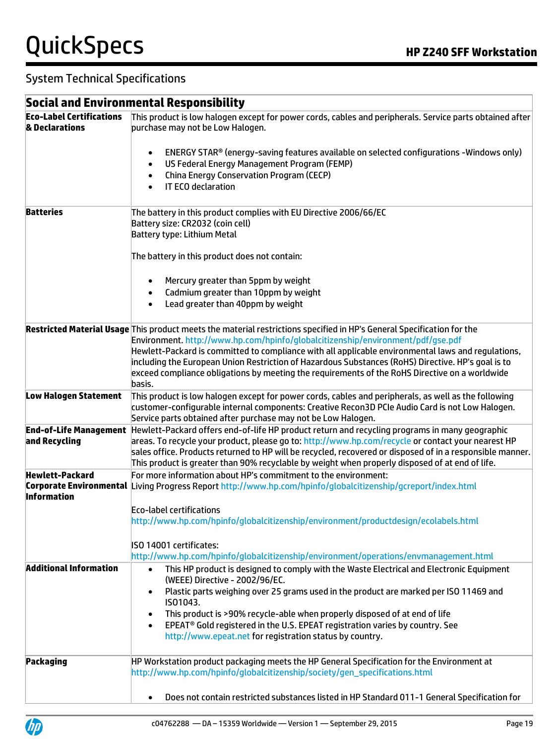## System Technical Specifications

| Social and Environmental Responsibility | |
|---|---|
| **Eco-Label Certifications & Declarations** | This product is low halogen except for power cords, cables and peripherals. Service parts obtained after purchase may not be Low Halogen.<br><br>• ENERGY STAR® (energy-saving features available on selected configurations -Windows only)<br>• US Federal Energy Management Program (FEMP)<br>• China Energy Conservation Program (CECP)<br>• IT ECO declaration |
| **Batteries** | The battery in this product complies with EU Directive 2006/66/EC<br>Battery size: CR2032 (coin cell)<br>Battery type: Lithium Metal<br><br>The battery in this product does not contain:<br><br>• Mercury greater than 5ppm by weight<br>• Cadmium greater than 10ppm by weight<br>• Lead greater than 40ppm by weight |
| **Restricted Material Usage** | This product meets the material restrictions specified in HP's General Specification for the Environment. http://www.hp.com/hpinfo/globalcitizenship/environment/pdf/gse.pdf<br>Hewlett-Packard is committed to compliance with all applicable environmental laws and regulations, including the European Union Restriction of Hazardous Substances (RoHS) Directive. HP's goal is to exceed compliance obligations by meeting the requirements of the RoHS Directive on a worldwide basis. |
| **Low Halogen Statement** | This product is low halogen except for power cords, cables and peripherals, as well as the following customer-configurable internal components: Creative Recon3D PCIe Audio Card is not Low Halogen. Service parts obtained after purchase may not be Low Halogen. |
| **End-of-Life Management and Recycling** | Hewlett-Packard offers end-of-life HP product return and recycling programs in many geographic areas. To recycle your product, please go to: http://www.hp.com/recycle or contact your nearest HP sales office. Products returned to HP will be recycled, recovered or disposed of in a responsible manner. This product is greater than 90% recyclable by weight when properly disposed of at end of life. |
| **Hewlett-Packard Corporate Environmental Information** | For more information about HP's commitment to the environment:<br>Living Progress Report http://www.hp.com/hpinfo/globalcitizenship/gcreport/index.html<br><br>Eco-label certifications<br>http://www.hp.com/hpinfo/globalcitizenship/environment/productdesign/ecolabels.html<br><br>ISO 14001 certificates:<br>http://www.hp.com/hpinfo/globalcitizenship/environment/operations/envmanagement.html |
| **Additional Information** | • This HP product is designed to comply with the Waste Electrical and Electronic Equipment (WEEE) Directive - 2002/96/EC.<br>• Plastic parts weighing over 25 grams used in the product are marked per ISO 11469 and ISO1043.<br>• This product is >90% recycle-able when properly disposed of at end of life<br>• EPEAT® Gold registered in the U.S. EPEAT registration varies by country. See http://www.epeat.net for registration status by country. |
| **Packaging** | HP Workstation product packaging meets the HP General Specification for the Environment at http://www.hp.com/hpinfo/globalcitizenship/society/gen_specifications.html<br><br>• Does not contain restricted substances listed in HP Standard 011-1 General Specification for |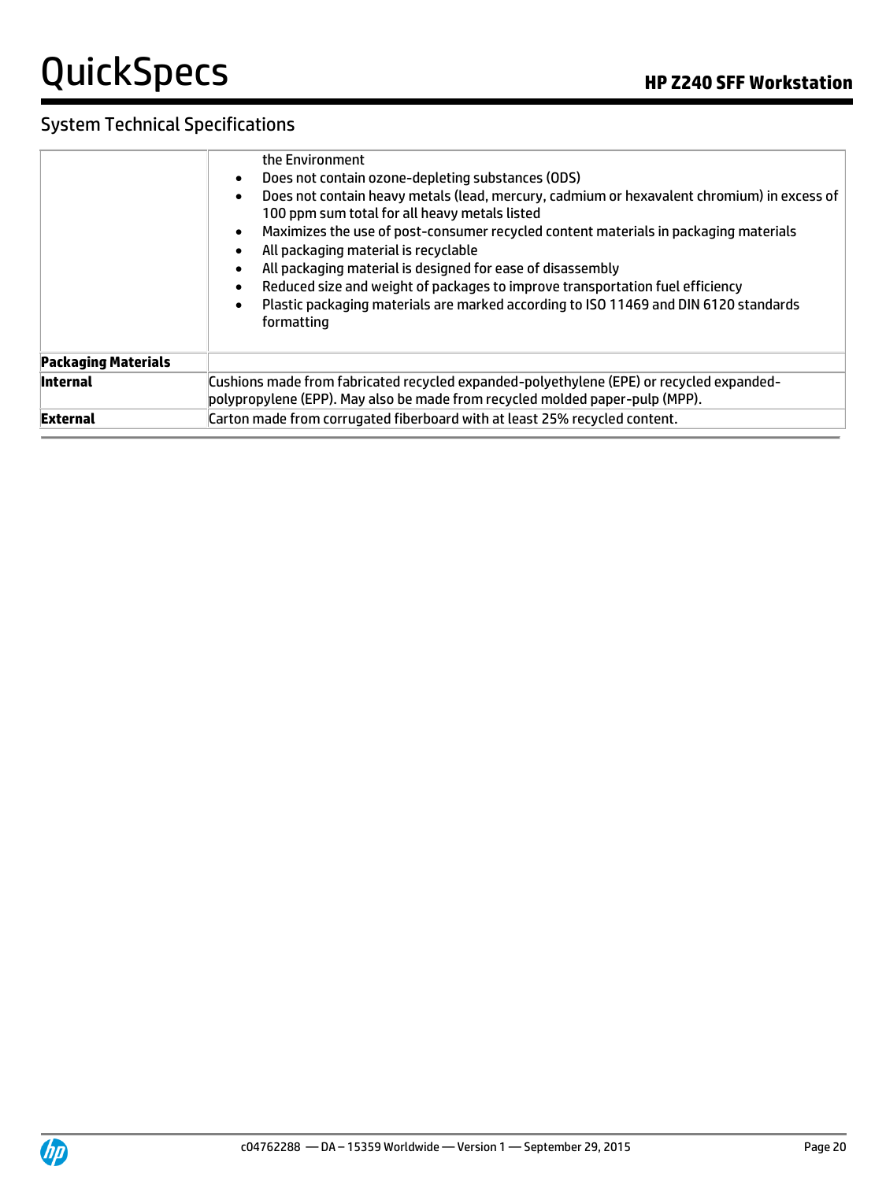## System Technical Specifications

| | |
|---|---|
| | the Environment<br>• Does not contain ozone-depleting substances (ODS)<br>• Does not contain heavy metals (lead, mercury, cadmium or hexavalent chromium) in excess of 100 ppm sum total for all heavy metals listed<br>• Maximizes the use of post-consumer recycled content materials in packaging materials<br>• All packaging material is recyclable<br>• All packaging material is designed for ease of disassembly<br>• Reduced size and weight of packages to improve transportation fuel efficiency<br>• Plastic packaging materials are marked according to ISO 11469 and DIN 6120 standards formatting |
| **Packaging Materials** | |
| **Internal** | Cushions made from fabricated recycled expanded-polyethylene (EPE) or recycled expanded-polypropylene (EPP). May also be made from recycled molded paper-pulp (MPP). |
| **External** | Carton made from corrugated fiberboard with at least 25% recycled content. |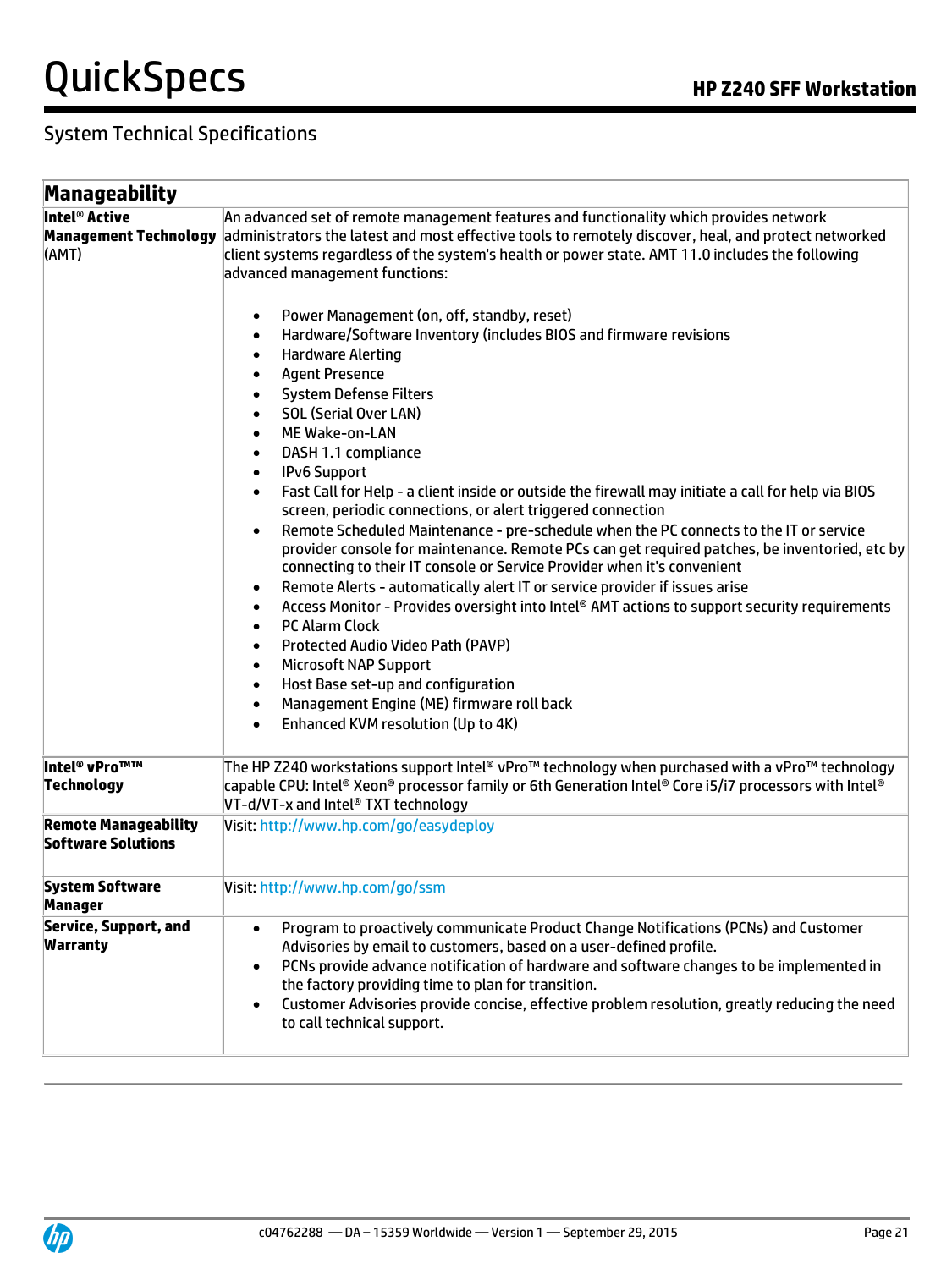## System Technical Specifications

| Manageability | |
|---|---|
| **Intel® Active Management Technology** (AMT) | An advanced set of remote management features and functionality which provides network administrators the latest and most effective tools to remotely discover, heal, and protect networked client systems regardless of the system's health or power state. AMT 11.0 includes the following advanced management functions:<br><br>• Power Management (on, off, standby, reset)<br>• Hardware/Software Inventory (includes BIOS and firmware revisions<br>• Hardware Alerting<br>• Agent Presence<br>• System Defense Filters<br>• SOL (Serial Over LAN)<br>• ME Wake-on-LAN<br>• DASH 1.1 compliance<br>• IPv6 Support<br>• Fast Call for Help - a client inside or outside the firewall may initiate a call for help via BIOS screen, periodic connections, or alert triggered connection<br>• Remote Scheduled Maintenance - pre-schedule when the PC connects to the IT or service provider console for maintenance. Remote PCs can get required patches, be inventoried, etc by connecting to their IT console or Service Provider when it's convenient<br>• Remote Alerts - automatically alert IT or service provider if issues arise<br>• Access Monitor - Provides oversight into Intel® AMT actions to support security requirements<br>• PC Alarm Clock<br>• Protected Audio Video Path (PAVP)<br>• Microsoft NAP Support<br>• Host Base set-up and configuration<br>• Management Engine (ME) firmware roll back<br>• Enhanced KVM resolution (Up to 4K) |
| **Intel® vPro™™ Technology** | The HP Z240 workstations support Intel® vPro™ technology when purchased with a vPro™ technology capable CPU: Intel® Xeon® processor family or 6th Generation Intel® Core i5/i7 processors with Intel® VT-d/VT-x and Intel® TXT technology |
| **Remote Manageability Software Solutions** | Visit: http://www.hp.com/go/easydeploy |
| **System Software Manager** | Visit: http://www.hp.com/go/ssm |
| **Service, Support, and Warranty** | • Program to proactively communicate Product Change Notifications (PCNs) and Customer Advisories by email to customers, based on a user-defined profile.<br>• PCNs provide advance notification of hardware and software changes to be implemented in the factory providing time to plan for transition.<br>• Customer Advisories provide concise, effective problem resolution, greatly reducing the need to call technical support. |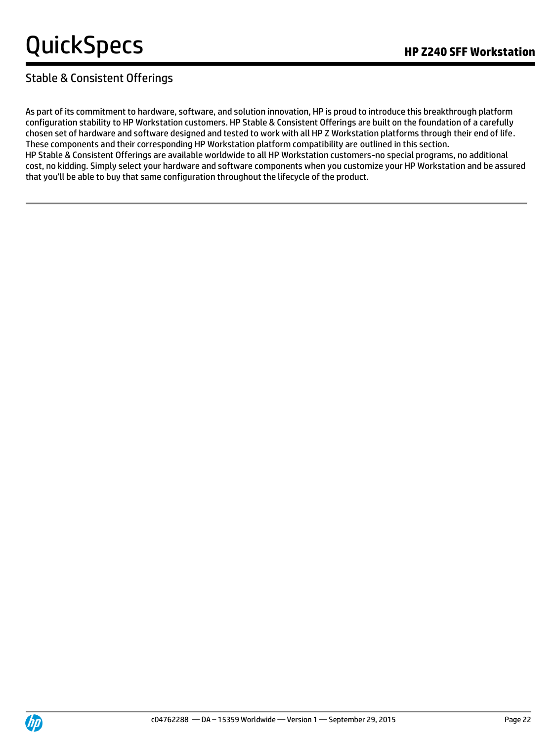## Stable & Consistent Offerings

As part of its commitment to hardware, software, and solution innovation, HP is proud to introduce this breakthrough platform configuration stability to HP Workstation customers. HP Stable & Consistent Offerings are built on the foundation of a carefully chosen set of hardware and software designed and tested to work with all HP Z Workstation platforms through their end of life. These components and their corresponding HP Workstation platform compatibility are outlined in this section.
HP Stable & Consistent Offerings are available worldwide to all HP Workstation customers-no special programs, no additional cost, no kidding. Simply select your hardware and software components when you customize your HP Workstation and be assured that you'll be able to buy that same configuration throughout the lifecycle of the product.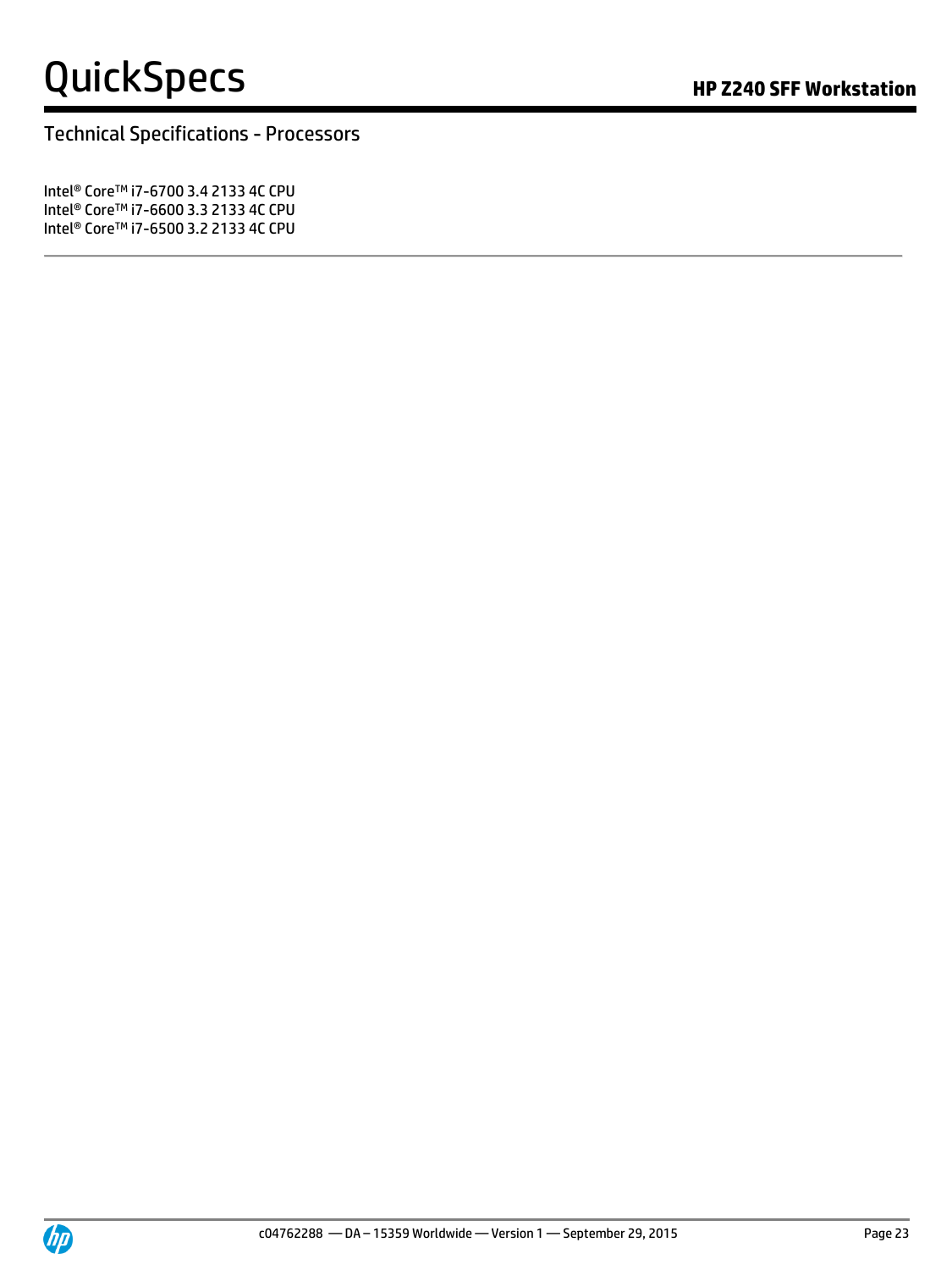## Technical Specifications - Processors

Intel® Core™ i7-6700 3.4 2133 4C CPU
Intel® Core™ i7-6600 3.3 2133 4C CPU
Intel® Core™ i7-6500 3.2 2133 4C CPU

---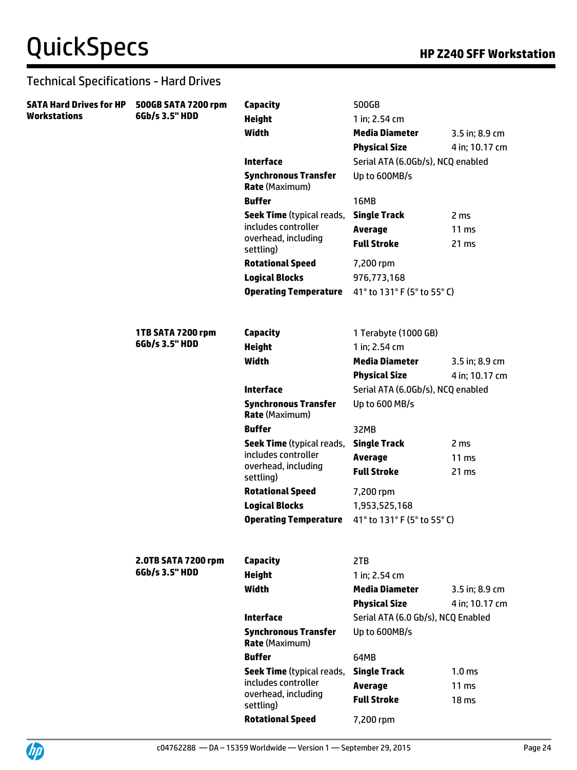## Technical Specifications - Hard Drives

| SATA Hard Drives for HP Workstations | | | | |
|---|---|---|---|---|
| | **500GB SATA 7200 rpm 6Gb/s 3.5" HDD** | **Capacity** | 500GB | |
| | | **Height** | 1 in; 2.54 cm | |
| | | **Width** | **Media Diameter** | 3.5 in; 8.9 cm |
| | | | **Physical Size** | 4 in; 10.17 cm |
| | | **Interface** | Serial ATA (6.0Gb/s), NCQ enabled | |
| | | **Synchronous Transfer Rate** (Maximum) | Up to 600MB/s | |
| | | **Buffer** | 16MB | |
| | | **Seek Time** (typical reads, includes controller overhead, including settling) | **Single Track** | 2 ms |
| | | | **Average** | 11 ms |
| | | | **Full Stroke** | 21 ms |
| | | **Rotational Speed** | 7,200 rpm | |
| | | **Logical Blocks** | 976,773,168 | |
| | | **Operating Temperature** | 41° to 131° F (5° to 55° C) | |
| | **1TB SATA 7200 rpm 6Gb/s 3.5" HDD** | **Capacity** | 1 Terabyte (1000 GB) | |
| | | **Height** | 1 in; 2.54 cm | |
| | | **Width** | **Media Diameter** | 3.5 in; 8.9 cm |
| | | | **Physical Size** | 4 in; 10.17 cm |
| | | **Interface** | Serial ATA (6.0Gb/s), NCQ enabled | |
| | | **Synchronous Transfer Rate** (Maximum) | Up to 600 MB/s | |
| | | **Buffer** | 32MB | |
| | | **Seek Time** (typical reads, includes controller overhead, including settling) | **Single Track** | 2 ms |
| | | | **Average** | 11 ms |
| | | | **Full Stroke** | 21 ms |
| | | **Rotational Speed** | 7,200 rpm | |
| | | **Logical Blocks** | 1,953,525,168 | |
| | | **Operating Temperature** | 41° to 131° F (5° to 55° C) | |
| | **2.0TB SATA 7200 rpm 6Gb/s 3.5" HDD** | **Capacity** | 2TB | |
| | | **Height** | 1 in; 2.54 cm | |
| | | **Width** | **Media Diameter** | 3.5 in; 8.9 cm |
| | | | **Physical Size** | 4 in; 10.17 cm |
| | | **Interface** | Serial ATA (6.0 Gb/s), NCQ Enabled | |
| | | **Synchronous Transfer Rate** (Maximum) | Up to 600MB/s | |
| | | **Buffer** | 64MB | |
| | | **Seek Time** (typical reads, includes controller overhead, including settling) | **Single Track** | 1.0 ms |
| | | | **Average** | 11 ms |
| | | | **Full Stroke** | 18 ms |
| | | **Rotational Speed** | 7,200 rpm | |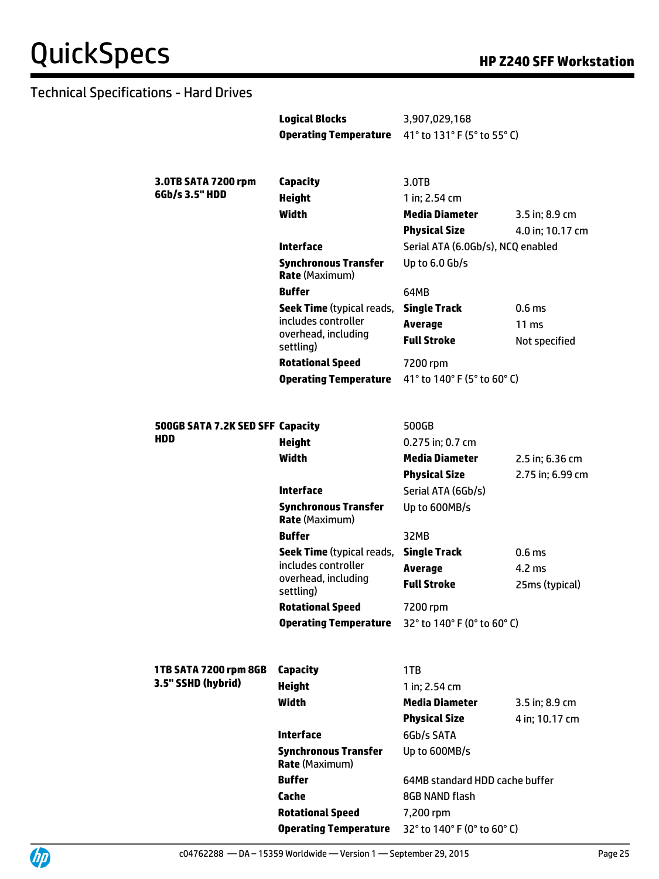## Technical Specifications - Hard Drives

| | | | |
|---|---|---|---|
| | **Logical Blocks** | 3,907,029,168 | |
| | **Operating Temperature** | 41° to 131° F (5° to 55° C) | |

| | | | |
|---|---|---|---|
| **3.0TB SATA 7200 rpm 6Gb/s 3.5" HDD** | **Capacity** | 3.0TB | |
| | **Height** | 1 in; 2.54 cm | |
| | **Width** | **Media Diameter** | 3.5 in; 8.9 cm |
| | | **Physical Size** | 4.0 in; 10.17 cm |
| | **Interface** | Serial ATA (6.0Gb/s), NCQ enabled | |
| | **Synchronous Transfer Rate** (Maximum) | Up to 6.0 Gb/s | |
| | **Buffer** | 64MB | |
| | **Seek Time** (typical reads, includes controller overhead, including settling) | **Single Track** | 0.6 ms |
| | | **Average** | 11 ms |
| | | **Full Stroke** | Not specified |
| | **Rotational Speed** | 7200 rpm | |
| | **Operating Temperature** | 41° to 140° F (5° to 60° C) | |

| | | | |
|---|---|---|---|
| **500GB SATA 7.2K SED SFF HDD** | **Capacity** | 500GB | |
| | **Height** | 0.275 in; 0.7 cm | |
| | **Width** | **Media Diameter** | 2.5 in; 6.36 cm |
| | | **Physical Size** | 2.75 in; 6.99 cm |
| | **Interface** | Serial ATA (6Gb/s) | |
| | **Synchronous Transfer Rate** (Maximum) | Up to 600MB/s | |
| | **Buffer** | 32MB | |
| | **Seek Time** (typical reads, includes controller overhead, including settling) | **Single Track** | 0.6 ms |
| | | **Average** | 4.2 ms |
| | | **Full Stroke** | 25ms (typical) |
| | **Rotational Speed** | 7200 rpm | |
| | **Operating Temperature** | 32° to 140° F (0° to 60° C) | |

| | | | |
|---|---|---|---|
| **1TB SATA 7200 rpm 8GB 3.5" SSHD (hybrid)** | **Capacity** | 1TB | |
| | **Height** | 1 in; 2.54 cm | |
| | **Width** | **Media Diameter** | 3.5 in; 8.9 cm |
| | | **Physical Size** | 4 in; 10.17 cm |
| | **Interface** | 6Gb/s SATA | |
| | **Synchronous Transfer Rate** (Maximum) | Up to 600MB/s | |
| | **Buffer** | 64MB standard HDD cache buffer | |
| | **Cache** | 8GB NAND flash | |
| | **Rotational Speed** | 7,200 rpm | |
| | **Operating Temperature** | 32° to 140° F (0° to 60° C) | |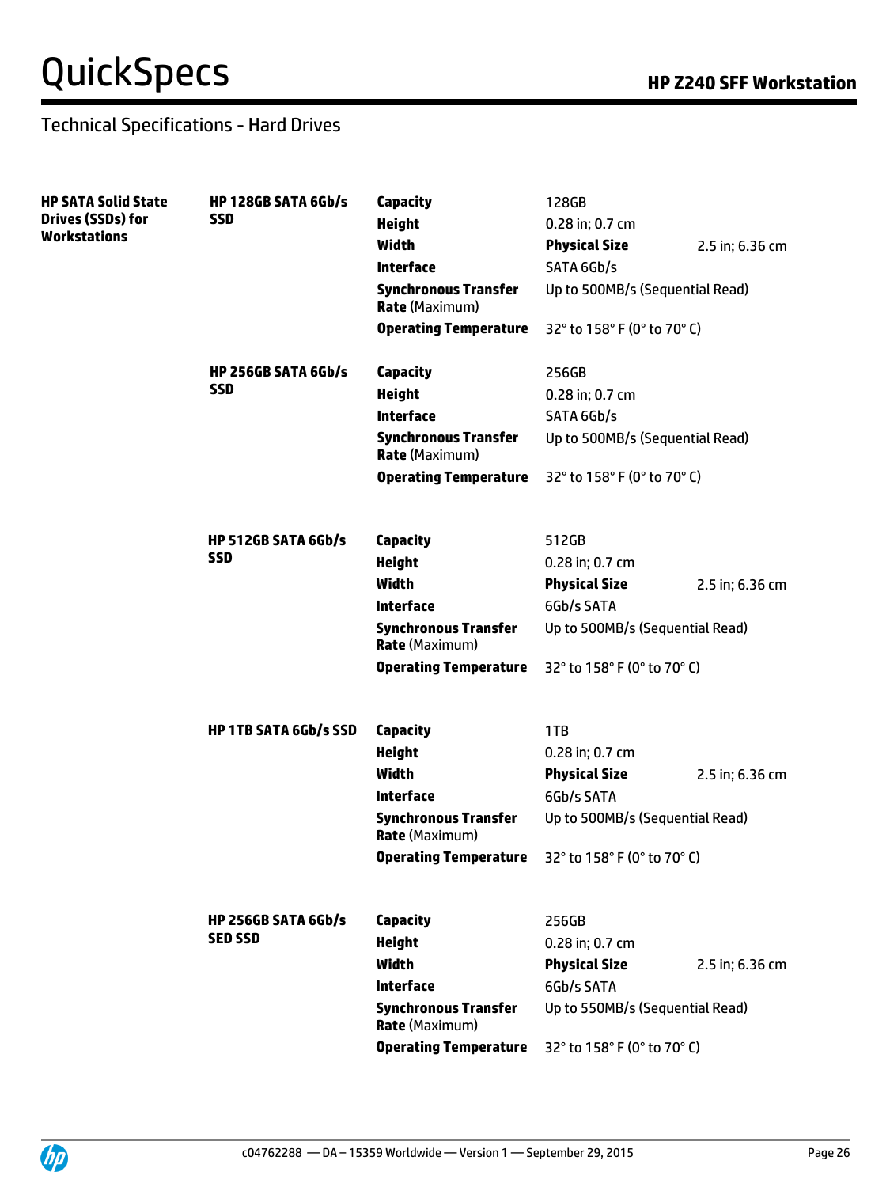## Technical Specifications - Hard Drives

| | | | | |
|---|---|---|---|---|
| **HP SATA Solid State Drives (SSDs) for Workstations** | **HP 128GB SATA 6Gb/s SSD** | **Capacity** | 128GB | |
| | | **Height** | 0.28 in; 0.7 cm | |
| | | **Width** | **Physical Size** | 2.5 in; 6.36 cm |
| | | **Interface** | SATA 6Gb/s | |
| | | **Synchronous Transfer Rate** (Maximum) | Up to 500MB/s (Sequential Read) | |
| | | **Operating Temperature** | 32° to 158° F (0° to 70° C) | |
| | **HP 256GB SATA 6Gb/s SSD** | **Capacity** | 256GB | |
| | | **Height** | 0.28 in; 0.7 cm | |
| | | **Interface** | SATA 6Gb/s | |
| | | **Synchronous Transfer Rate** (Maximum) | Up to 500MB/s (Sequential Read) | |
| | | **Operating Temperature** | 32° to 158° F (0° to 70° C) | |
| | **HP 512GB SATA 6Gb/s SSD** | **Capacity** | 512GB | |
| | | **Height** | 0.28 in; 0.7 cm | |
| | | **Width** | **Physical Size** | 2.5 in; 6.36 cm |
| | | **Interface** | 6Gb/s SATA | |
| | | **Synchronous Transfer Rate** (Maximum) | Up to 500MB/s (Sequential Read) | |
| | | **Operating Temperature** | 32° to 158° F (0° to 70° C) | |
| | **HP 1TB SATA 6Gb/s SSD** | **Capacity** | 1TB | |
| | | **Height** | 0.28 in; 0.7 cm | |
| | | **Width** | **Physical Size** | 2.5 in; 6.36 cm |
| | | **Interface** | 6Gb/s SATA | |
| | | **Synchronous Transfer Rate** (Maximum) | Up to 500MB/s (Sequential Read) | |
| | | **Operating Temperature** | 32° to 158° F (0° to 70° C) | |
| | **HP 256GB SATA 6Gb/s SED SSD** | **Capacity** | 256GB | |
| | | **Height** | 0.28 in; 0.7 cm | |
| | | **Width** | **Physical Size** | 2.5 in; 6.36 cm |
| | | **Interface** | 6Gb/s SATA | |
| | | **Synchronous Transfer Rate** (Maximum) | Up to 550MB/s (Sequential Read) | |
| | | **Operating Temperature** | 32° to 158° F (0° to 70° C) | |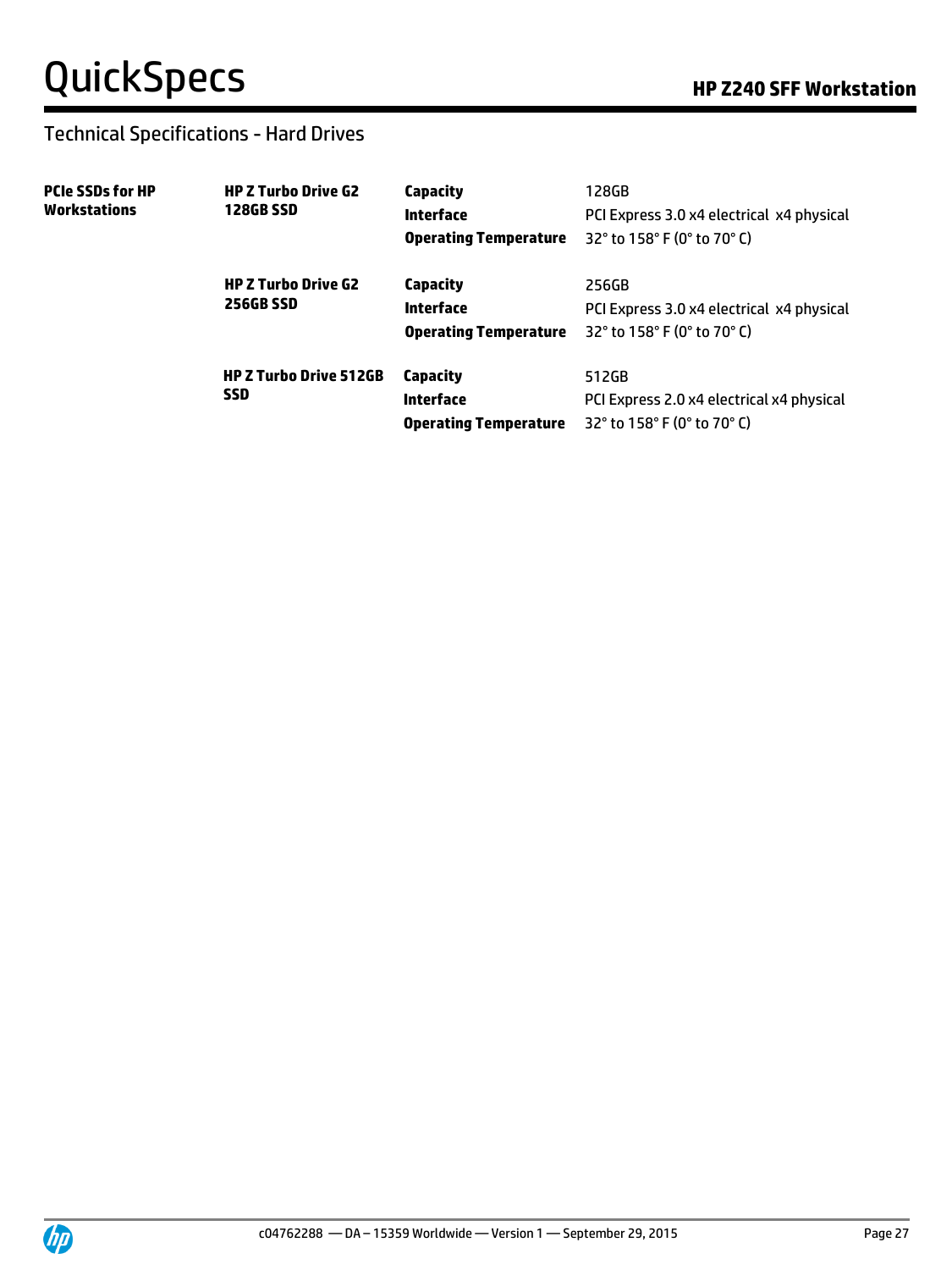## Technical Specifications - Hard Drives

| | | | |
|---|---|---|---|
| **PCIe SSDs for HP Workstations** | **HP Z Turbo Drive G2 128GB SSD** | **Capacity** | 128GB |
| | | **Interface** | PCI Express 3.0 x4 electrical x4 physical |
| | | **Operating Temperature** | 32° to 158° F (0° to 70° C) |
| | **HP Z Turbo Drive G2 256GB SSD** | **Capacity** | 256GB |
| | | **Interface** | PCI Express 3.0 x4 electrical x4 physical |
| | | **Operating Temperature** | 32° to 158° F (0° to 70° C) |
| | **HP Z Turbo Drive 512GB SSD** | **Capacity** | 512GB |
| | | **Interface** | PCI Express 2.0 x4 electrical x4 physical |
| | | **Operating Temperature** | 32° to 158° F (0° to 70° C) |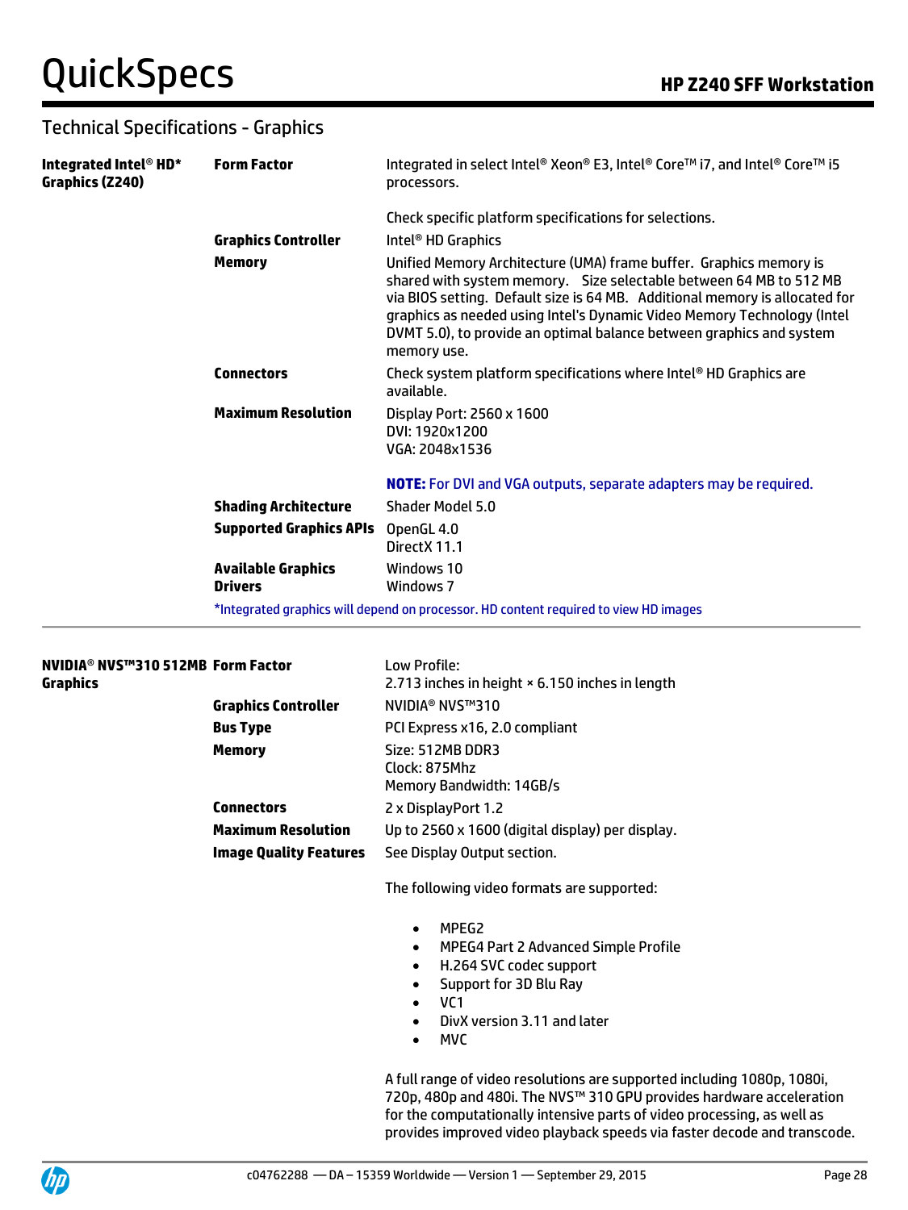## Technical Specifications - Graphics

| | | |
|---|---|---|
| **Integrated Intel® HD* Graphics (Z240)** | **Form Factor** | Integrated in select Intel® Xeon® E3, Intel® Core™ i7, and Intel® Core™ i5 processors.<br><br>Check specific platform specifications for selections. |
| | **Graphics Controller** | Intel® HD Graphics |
| | **Memory** | Unified Memory Architecture (UMA) frame buffer. Graphics memory is shared with system memory. Size selectable between 64 MB to 512 MB via BIOS setting. Default size is 64 MB. Additional memory is allocated for graphics as needed using Intel's Dynamic Video Memory Technology (Intel DVMT 5.0), to provide an optimal balance between graphics and system memory use. |
| | **Connectors** | Check system platform specifications where Intel® HD Graphics are available. |
| | **Maximum Resolution** | Display Port: 2560 x 1600<br>DVI: 1920x1200<br>VGA: 2048x1536<br><br>**NOTE:** For DVI and VGA outputs, separate adapters may be required. |
| | **Shading Architecture** | Shader Model 5.0 |
| | **Supported Graphics APIs** | OpenGL 4.0<br>DirectX 11.1 |
| | **Available Graphics Drivers** | Windows 10<br>Windows 7 |

*Integrated graphics will depend on processor. HD content required to view HD images

| | | |
|---|---|---|
| **NVIDIA® NVS™310 512MB Graphics** | **Form Factor** | Low Profile:<br>2.713 inches in height × 6.150 inches in length |
| | **Graphics Controller** | NVIDIA® NVS™310 |
| | **Bus Type** | PCI Express x16, 2.0 compliant |
| | **Memory** | Size: 512MB DDR3<br>Clock: 875Mhz<br>Memory Bandwidth: 14GB/s |
| | **Connectors** | 2 x DisplayPort 1.2 |
| | **Maximum Resolution** | Up to 2560 x 1600 (digital display) per display. |
| | **Image Quality Features** | See Display Output section.<br><br>The following video formats are supported:<br><br>• MPEG2<br>• MPEG4 Part 2 Advanced Simple Profile<br>• H.264 SVC codec support<br>• Support for 3D Blu Ray<br>• VC1<br>• DivX version 3.11 and later<br>• MVC<br><br>A full range of video resolutions are supported including 1080p, 1080i, 720p, 480p and 480i. The NVS™ 310 GPU provides hardware acceleration for the computationally intensive parts of video processing, as well as provides improved video playback speeds via faster decode and transcode. |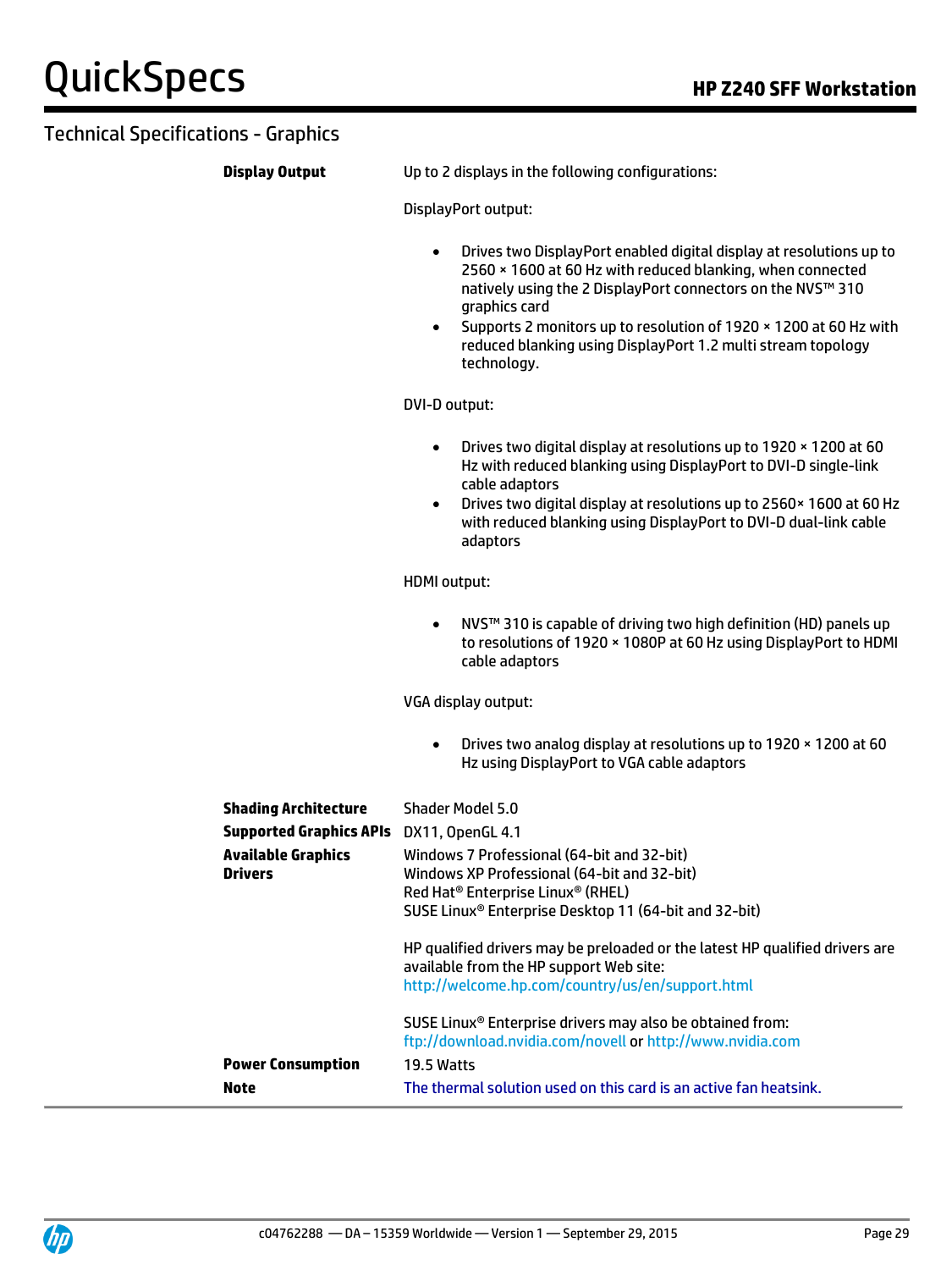## Technical Specifications - Graphics

**Display Output**

Up to 2 displays in the following configurations:

DisplayPort output:

- Drives two DisplayPort enabled digital display at resolutions up to 2560 × 1600 at 60 Hz with reduced blanking, when connected natively using the 2 DisplayPort connectors on the NVS™ 310 graphics card
- Supports 2 monitors up to resolution of 1920 × 1200 at 60 Hz with reduced blanking using DisplayPort 1.2 multi stream topology technology.

DVI-D output:

- Drives two digital display at resolutions up to 1920 × 1200 at 60 Hz with reduced blanking using DisplayPort to DVI-D single-link cable adaptors
- Drives two digital display at resolutions up to 2560× 1600 at 60 Hz with reduced blanking using DisplayPort to DVI-D dual-link cable adaptors

HDMI output:

- NVS™ 310 is capable of driving two high definition (HD) panels up to resolutions of 1920 × 1080P at 60 Hz using DisplayPort to HDMI cable adaptors

VGA display output:

- Drives two analog display at resolutions up to 1920 × 1200 at 60 Hz using DisplayPort to VGA cable adaptors

**Shading Architecture**
Shader Model 5.0

**Supported Graphics APIs**
DX11, OpenGL 4.1

**Available Graphics Drivers**
Windows 7 Professional (64-bit and 32-bit)
Windows XP Professional (64-bit and 32-bit)
Red Hat® Enterprise Linux® (RHEL)
SUSE Linux® Enterprise Desktop 11 (64-bit and 32-bit)

HP qualified drivers may be preloaded or the latest HP qualified drivers are available from the HP support Web site:
http://welcome.hp.com/country/us/en/support.html

SUSE Linux® Enterprise drivers may also be obtained from:
ftp://download.nvidia.com/novell or http://www.nvidia.com

**Power Consumption**
19.5 Watts

**Note**
The thermal solution used on this card is an active fan heatsink.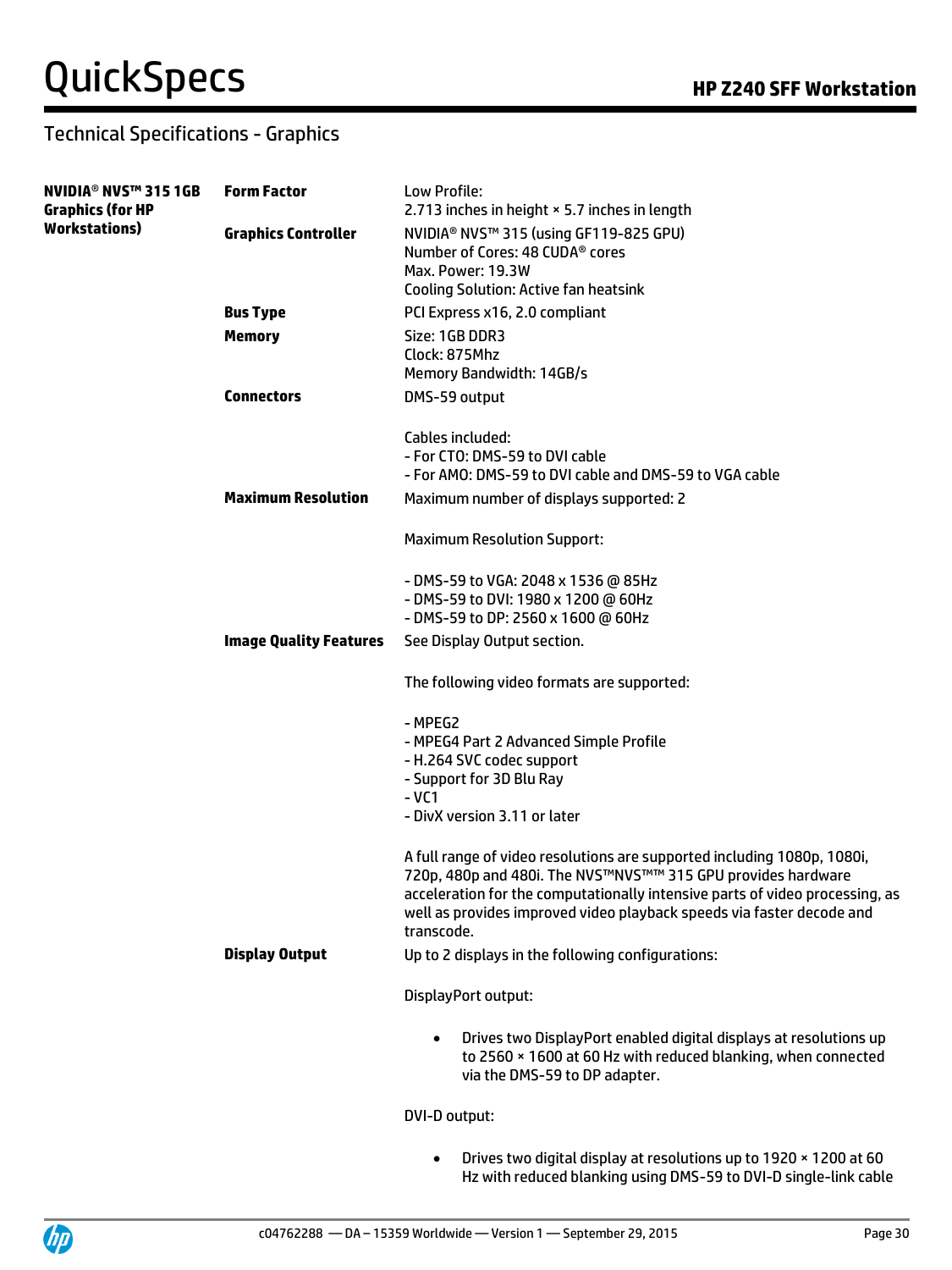## Technical Specifications - Graphics

| | | |
|---|---|---|
| **NVIDIA® NVS™ 315 1GB Graphics (for HP Workstations)** | **Form Factor** | Low Profile:<br>2.713 inches in height × 5.7 inches in length |
| | **Graphics Controller** | NVIDIA® NVS™ 315 (using GF119-825 GPU)<br>Number of Cores: 48 CUDA® cores<br>Max. Power: 19.3W<br>Cooling Solution: Active fan heatsink |
| | **Bus Type** | PCI Express x16, 2.0 compliant |
| | **Memory** | Size: 1GB DDR3<br>Clock: 875Mhz<br>Memory Bandwidth: 14GB/s |
| | **Connectors** | DMS-59 output<br><br>Cables included:<br>- For CTO: DMS-59 to DVI cable<br>- For AMO: DMS-59 to DVI cable and DMS-59 to VGA cable |
| | **Maximum Resolution** | Maximum number of displays supported: 2<br><br>Maximum Resolution Support:<br><br>- DMS-59 to VGA: 2048 x 1536 @ 85Hz<br>- DMS-59 to DVI: 1980 x 1200 @ 60Hz<br>- DMS-59 to DP: 2560 x 1600 @ 60Hz |
| | **Image Quality Features** | See Display Output section.<br><br>The following video formats are supported:<br><br>- MPEG2<br>- MPEG4 Part 2 Advanced Simple Profile<br>- H.264 SVC codec support<br>- Support for 3D Blu Ray<br>- VC1<br>- DivX version 3.11 or later<br><br>A full range of video resolutions are supported including 1080p, 1080i, 720p, 480p and 480i. The NVS™NVS™™ 315 GPU provides hardware acceleration for the computationally intensive parts of video processing, as well as provides improved video playback speeds via faster decode and transcode. |
| | **Display Output** | Up to 2 displays in the following configurations:<br><br>DisplayPort output:<br><br>• Drives two DisplayPort enabled digital displays at resolutions up to 2560 × 1600 at 60 Hz with reduced blanking, when connected via the DMS-59 to DP adapter.<br><br>DVI-D output:<br><br>• Drives two digital display at resolutions up to 1920 × 1200 at 60 Hz with reduced blanking using DMS-59 to DVI-D single-link cable |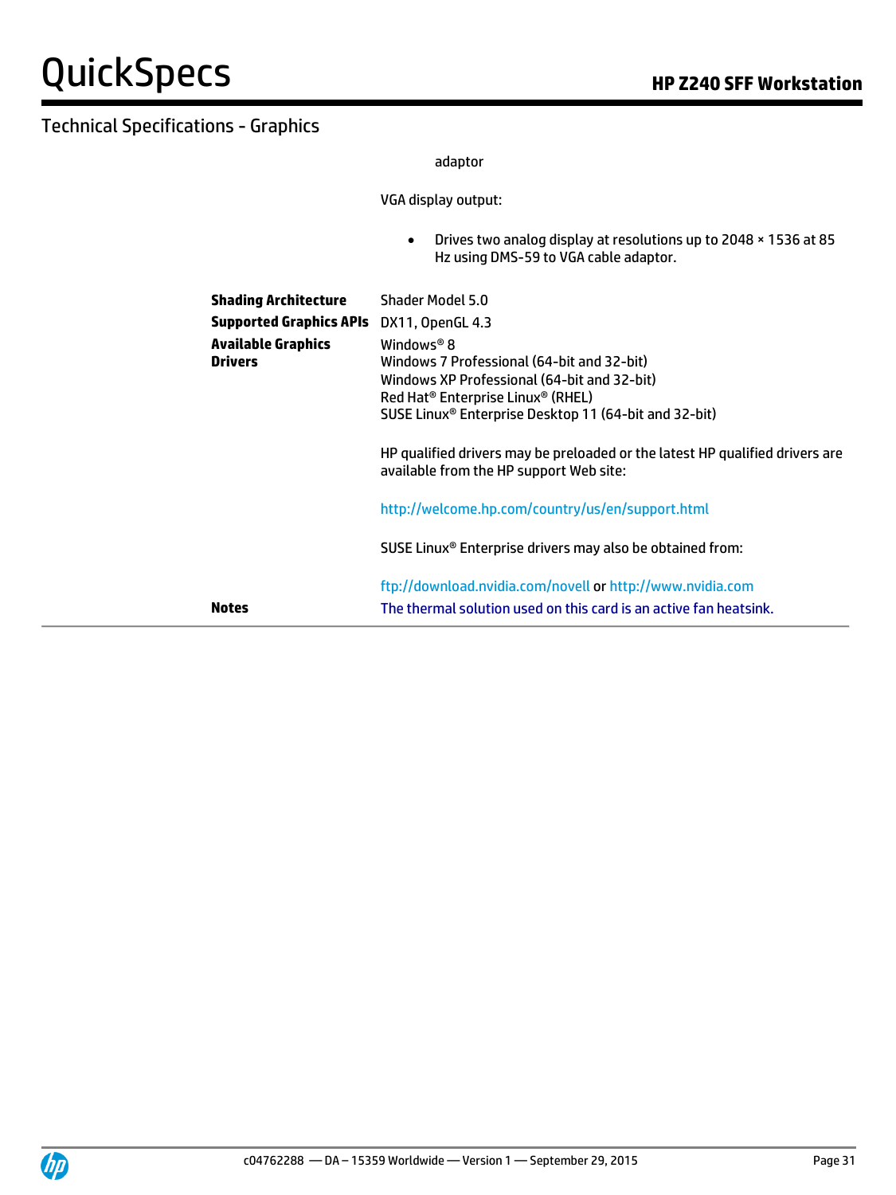## Technical Specifications - Graphics

|  |  |
|---|---|
|  | adaptor<br><br>VGA display output:<br><br>• Drives two analog display at resolutions up to 2048 × 1536 at 85 Hz using DMS-59 to VGA cable adaptor. |
| **Shading Architecture** | Shader Model 5.0 |
| **Supported Graphics APIs** | DX11, OpenGL 4.3 |
| **Available Graphics Drivers** | Windows® 8<br>Windows 7 Professional (64-bit and 32-bit)<br>Windows XP Professional (64-bit and 32-bit)<br>Red Hat® Enterprise Linux® (RHEL)<br>SUSE Linux® Enterprise Desktop 11 (64-bit and 32-bit)<br><br>HP qualified drivers may be preloaded or the latest HP qualified drivers are available from the HP support Web site:<br><br>http://welcome.hp.com/country/us/en/support.html<br><br>SUSE Linux® Enterprise drivers may also be obtained from:<br><br>ftp://download.nvidia.com/novell or http://www.nvidia.com |
| **Notes** | The thermal solution used on this card is an active fan heatsink. |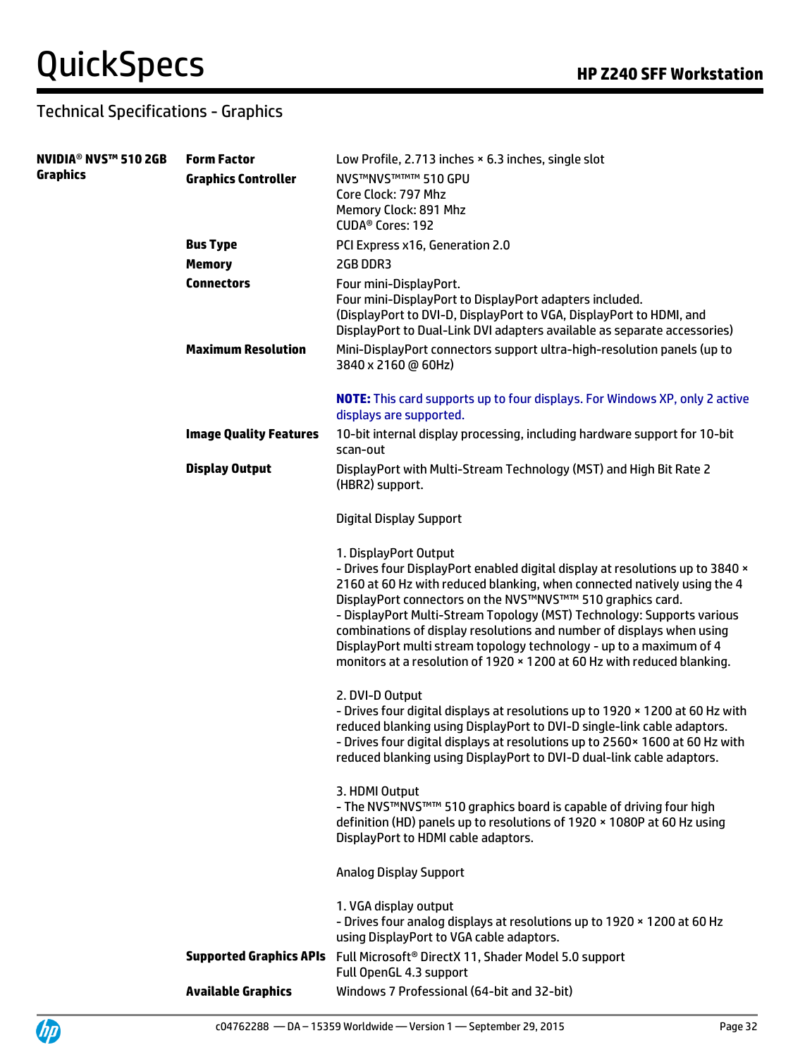## Technical Specifications - Graphics

| | | |
|---|---|---|
| **NVIDIA® NVS™ 510 2GB Graphics** | **Form Factor** | Low Profile, 2.713 inches × 6.3 inches, single slot |
| | **Graphics Controller** | NVS™NVS™™™ 510 GPU<br>Core Clock: 797 Mhz<br>Memory Clock: 891 Mhz<br>CUDA® Cores: 192 |
| | **Bus Type** | PCI Express x16, Generation 2.0 |
| | **Memory** | 2GB DDR3 |
| | **Connectors** | Four mini-DisplayPort.<br>Four mini-DisplayPort to DisplayPort adapters included.<br>(DisplayPort to DVI-D, DisplayPort to VGA, DisplayPort to HDMI, and DisplayPort to Dual-Link DVI adapters available as separate accessories) |
| | **Maximum Resolution** | Mini-DisplayPort connectors support ultra-high-resolution panels (up to 3840 x 2160 @ 60Hz)<br><br>**NOTE:** This card supports up to four displays. For Windows XP, only 2 active displays are supported. |
| | **Image Quality Features** | 10-bit internal display processing, including hardware support for 10-bit scan-out |
| | **Display Output** | DisplayPort with Multi-Stream Technology (MST) and High Bit Rate 2 (HBR2) support.<br><br>Digital Display Support<br><br>1. DisplayPort Output<br>- Drives four DisplayPort enabled digital display at resolutions up to 3840 × 2160 at 60 Hz with reduced blanking, when connected natively using the 4 DisplayPort connectors on the NVS™NVS™™ 510 graphics card.<br>- DisplayPort Multi-Stream Topology (MST) Technology: Supports various combinations of display resolutions and number of displays when using DisplayPort multi stream topology technology - up to a maximum of 4 monitors at a resolution of 1920 × 1200 at 60 Hz with reduced blanking.<br><br>2. DVI-D Output<br>- Drives four digital displays at resolutions up to 1920 × 1200 at 60 Hz with reduced blanking using DisplayPort to DVI-D single-link cable adaptors.<br>- Drives four digital displays at resolutions up to 2560× 1600 at 60 Hz with reduced blanking using DisplayPort to DVI-D dual-link cable adaptors.<br><br>3. HDMI Output<br>- The NVS™NVS™™ 510 graphics board is capable of driving four high definition (HD) panels up to resolutions of 1920 × 1080P at 60 Hz using DisplayPort to HDMI cable adaptors.<br><br>Analog Display Support<br><br>1. VGA display output<br>- Drives four analog displays at resolutions up to 1920 × 1200 at 60 Hz using DisplayPort to VGA cable adaptors. |
| | **Supported Graphics APIs** | Full Microsoft® DirectX 11, Shader Model 5.0 support<br>Full OpenGL 4.3 support |
| | **Available Graphics** | Windows 7 Professional (64-bit and 32-bit) |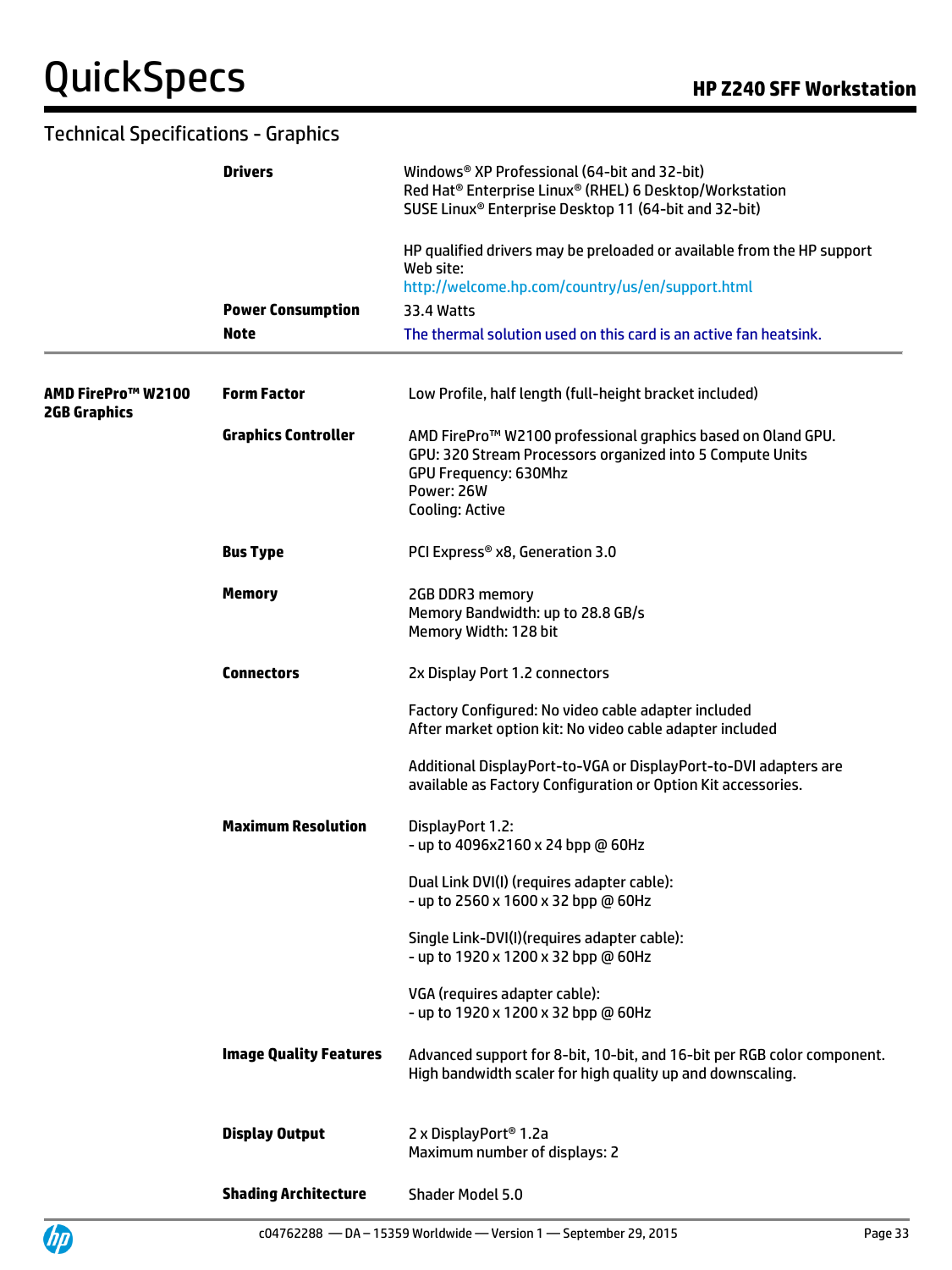## Technical Specifications - Graphics

| | | |
|---|---|---|
| | **Drivers** | Windows® XP Professional (64-bit and 32-bit)<br>Red Hat® Enterprise Linux® (RHEL) 6 Desktop/Workstation<br>SUSE Linux® Enterprise Desktop 11 (64-bit and 32-bit)<br><br>HP qualified drivers may be preloaded or available from the HP support Web site:<br>http://welcome.hp.com/country/us/en/support.html |
| | **Power Consumption** | 33.4 Watts |
| | **Note** | The thermal solution used on this card is an active fan heatsink. |

| | | |
|---|---|---|
| **AMD FirePro™ W2100 2GB Graphics** | **Form Factor** | Low Profile, half length (full-height bracket included) |
| | **Graphics Controller** | AMD FirePro™ W2100 professional graphics based on Oland GPU.<br>GPU: 320 Stream Processors organized into 5 Compute Units<br>GPU Frequency: 630Mhz<br>Power: 26W<br>Cooling: Active |
| | **Bus Type** | PCI Express® x8, Generation 3.0 |
| | **Memory** | 2GB DDR3 memory<br>Memory Bandwidth: up to 28.8 GB/s<br>Memory Width: 128 bit |
| | **Connectors** | 2x Display Port 1.2 connectors<br><br>Factory Configured: No video cable adapter included<br>After market option kit: No video cable adapter included<br><br>Additional DisplayPort-to-VGA or DisplayPort-to-DVI adapters are available as Factory Configuration or Option Kit accessories. |
| | **Maximum Resolution** | DisplayPort 1.2:<br>- up to 4096x2160 x 24 bpp @ 60Hz<br><br>Dual Link DVI(I) (requires adapter cable):<br>- up to 2560 x 1600 x 32 bpp @ 60Hz<br><br>Single Link-DVI(I)(requires adapter cable):<br>- up to 1920 x 1200 x 32 bpp @ 60Hz<br><br>VGA (requires adapter cable):<br>- up to 1920 x 1200 x 32 bpp @ 60Hz |
| | **Image Quality Features** | Advanced support for 8-bit, 10-bit, and 16-bit per RGB color component.<br>High bandwidth scaler for high quality up and downscaling. |
| | **Display Output** | 2 x DisplayPort® 1.2a<br>Maximum number of displays: 2 |
| | **Shading Architecture** | Shader Model 5.0 |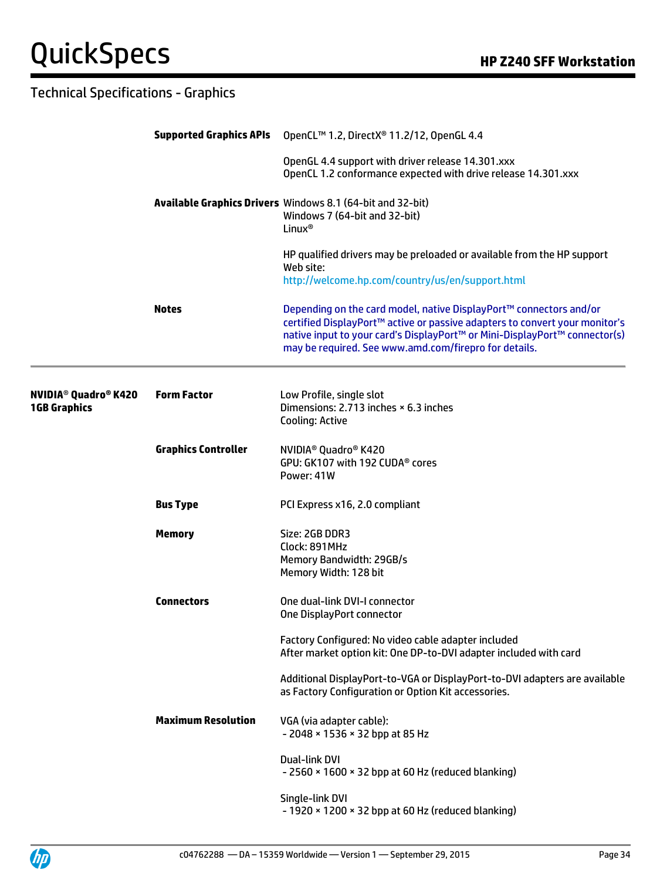## Technical Specifications - Graphics

| | | |
|---|---|---|
| | **Supported Graphics APIs** | OpenCL™ 1.2, DirectX® 11.2/12, OpenGL 4.4<br><br>OpenGL 4.4 support with driver release 14.301.xxx<br>OpenCL 1.2 conformance expected with drive release 14.301.xxx |
| | **Available Graphics Drivers** | Windows 8.1 (64-bit and 32-bit)<br>Windows 7 (64-bit and 32-bit)<br>Linux®<br><br>HP qualified drivers may be preloaded or available from the HP support Web site:<br>http://welcome.hp.com/country/us/en/support.html |
| | **Notes** | Depending on the card model, native DisplayPort™ connectors and/or certified DisplayPort™ active or passive adapters to convert your monitor's native input to your card's DisplayPort™ or Mini-DisplayPort™ connector(s) may be required. See www.amd.com/firepro for details. |

| | | |
|---|---|---|
| **NVIDIA® Quadro® K420 1GB Graphics** | **Form Factor** | Low Profile, single slot<br>Dimensions: 2.713 inches × 6.3 inches<br>Cooling: Active |
| | **Graphics Controller** | NVIDIA® Quadro® K420<br>GPU: GK107 with 192 CUDA® cores<br>Power: 41W |
| | **Bus Type** | PCI Express x16, 2.0 compliant |
| | **Memory** | Size: 2GB DDR3<br>Clock: 891MHz<br>Memory Bandwidth: 29GB/s<br>Memory Width: 128 bit |
| | **Connectors** | One dual-link DVI-I connector<br>One DisplayPort connector<br><br>Factory Configured: No video cable adapter included<br>After market option kit: One DP-to-DVI adapter included with card<br><br>Additional DisplayPort-to-VGA or DisplayPort-to-DVI adapters are available as Factory Configuration or Option Kit accessories. |
| | **Maximum Resolution** | VGA (via adapter cable):<br>- 2048 × 1536 × 32 bpp at 85 Hz<br><br>Dual-link DVI<br>- 2560 × 1600 × 32 bpp at 60 Hz (reduced blanking)<br><br>Single-link DVI<br>- 1920 × 1200 × 32 bpp at 60 Hz (reduced blanking) |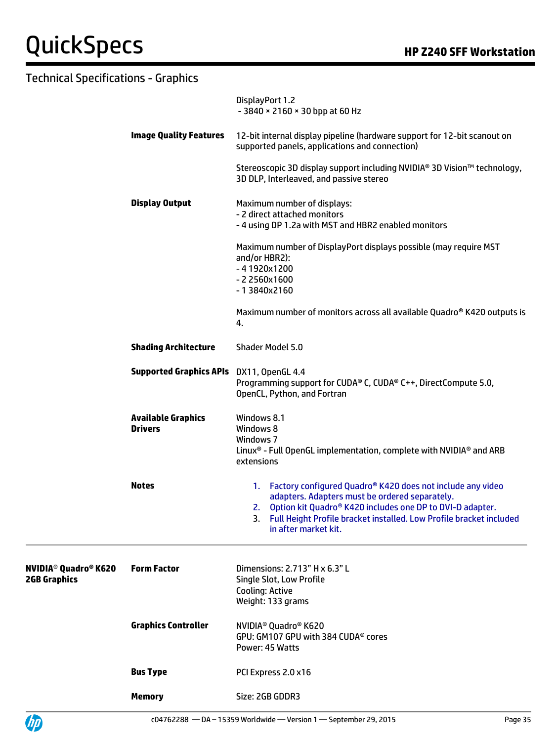## Technical Specifications - Graphics

| | | |
|---|---|---|
| | | DisplayPort 1.2<br> - 3840 × 2160 × 30 bpp at 60 Hz |
| | **Image Quality Features** | 12-bit internal display pipeline (hardware support for 12-bit scanout on supported panels, applications and connection)<br><br>Stereoscopic 3D display support including NVIDIA® 3D Vision™ technology, 3D DLP, Interleaved, and passive stereo |
| | **Display Output** | Maximum number of displays:<br>- 2 direct attached monitors<br>- 4 using DP 1.2a with MST and HBR2 enabled monitors<br><br>Maximum number of DisplayPort displays possible (may require MST and/or HBR2):<br>- 4 1920x1200<br>- 2 2560x1600<br>- 1 3840x2160<br><br>Maximum number of monitors across all available Quadro® K420 outputs is 4. |
| | **Shading Architecture** | Shader Model 5.0 |
| | **Supported Graphics APIs** | DX11, OpenGL 4.4<br>Programming support for CUDA® C, CUDA® C++, DirectCompute 5.0, OpenCL, Python, and Fortran |
| | **Available Graphics Drivers** | Windows 8.1<br>Windows 8<br>Windows 7<br>Linux® - Full OpenGL implementation, complete with NVIDIA® and ARB extensions |
| | **Notes** | 1. Factory configured Quadro® K420 does not include any video adapters. Adapters must be ordered separately.<br>2. Option kit Quadro® K420 includes one DP to DVI-D adapter.<br>3. Full Height Profile bracket installed. Low Profile bracket included in after market kit. |
| **NVIDIA® Quadro® K620 2GB Graphics** | **Form Factor** | Dimensions: 2.713" H x 6.3" L<br>Single Slot, Low Profile<br>Cooling: Active<br>Weight: 133 grams |
| | **Graphics Controller** | NVIDIA® Quadro® K620<br>GPU: GM107 GPU with 384 CUDA® cores<br>Power: 45 Watts |
| | **Bus Type** | PCI Express 2.0 x16 |
| | **Memory** | Size: 2GB GDDR3 |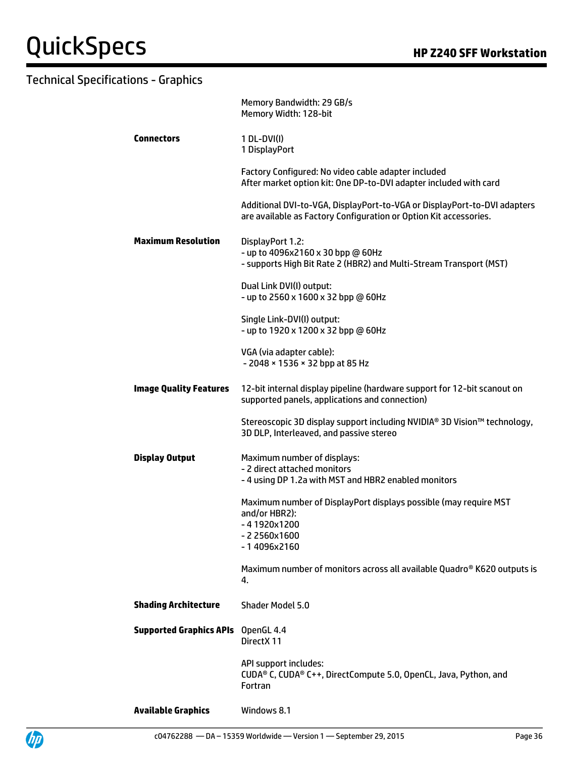## Technical Specifications - Graphics

| | |
|---|---|
| | Memory Bandwidth: 29 GB/s<br>Memory Width: 128-bit |
| **Connectors** | 1 DL-DVI(I)<br>1 DisplayPort<br><br>Factory Configured: No video cable adapter included<br>After market option kit: One DP-to-DVI adapter included with card<br><br>Additional DVI-to-VGA, DisplayPort-to-VGA or DisplayPort-to-DVI adapters are available as Factory Configuration or Option Kit accessories. |
| **Maximum Resolution** | DisplayPort 1.2:<br>- up to 4096x2160 x 30 bpp @ 60Hz<br>- supports High Bit Rate 2 (HBR2) and Multi-Stream Transport (MST)<br><br>Dual Link DVI(I) output:<br>- up to 2560 x 1600 x 32 bpp @ 60Hz<br><br>Single Link-DVI(I) output:<br>- up to 1920 x 1200 x 32 bpp @ 60Hz<br><br>VGA (via adapter cable):<br>- 2048 × 1536 × 32 bpp at 85 Hz |
| **Image Quality Features** | 12-bit internal display pipeline (hardware support for 12-bit scanout on supported panels, applications and connection)<br><br>Stereoscopic 3D display support including NVIDIA® 3D Vision™ technology, 3D DLP, Interleaved, and passive stereo |
| **Display Output** | Maximum number of displays:<br>- 2 direct attached monitors<br>- 4 using DP 1.2a with MST and HBR2 enabled monitors<br><br>Maximum number of DisplayPort displays possible (may require MST and/or HBR2):<br>- 4 1920x1200<br>- 2 2560x1600<br>- 1 4096x2160<br><br>Maximum number of monitors across all available Quadro® K620 outputs is 4. |
| **Shading Architecture** | Shader Model 5.0 |
| **Supported Graphics APIs** | OpenGL 4.4<br>DirectX 11<br><br>API support includes:<br>CUDA® C, CUDA® C++, DirectCompute 5.0, OpenCL, Java, Python, and Fortran |
| **Available Graphics** | Windows 8.1 |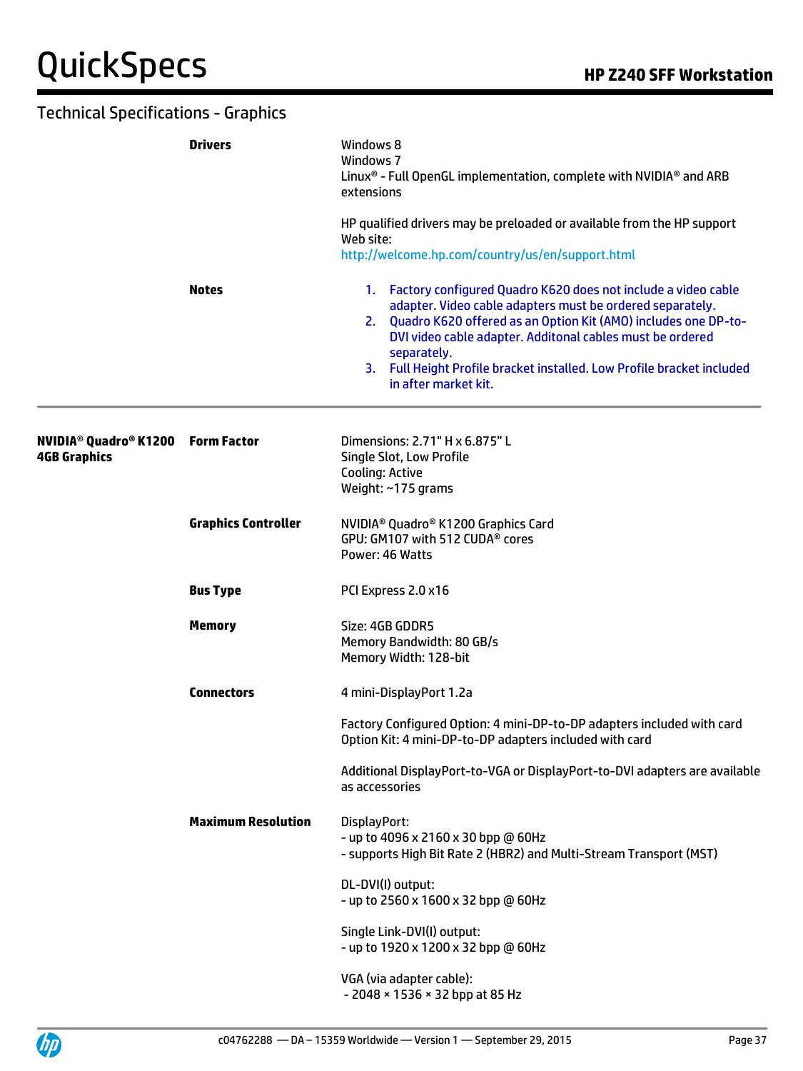## Technical Specifications - Graphics

| | | |
|---|---|---|
| | **Drivers** | Windows 8<br>Windows 7<br>Linux® - Full OpenGL implementation, complete with NVIDIA® and ARB extensions<br><br>HP qualified drivers may be preloaded or available from the HP support Web site:<br>http://welcome.hp.com/country/us/en/support.html |
| | **Notes** | 1. Factory configured Quadro K620 does not include a video cable adapter. Video cable adapters must be ordered separately.<br>2. Quadro K620 offered as an Option Kit (AMO) includes one DP-to-DVI video cable adapter. Additonal cables must be ordered separately.<br>3. Full Height Profile bracket installed. Low Profile bracket included in after market kit. |
| **NVIDIA® Quadro® K1200 4GB Graphics** | **Form Factor** | Dimensions: 2.71" H x 6.875" L<br>Single Slot, Low Profile<br>Cooling: Active<br>Weight: ~175 grams |
| | **Graphics Controller** | NVIDIA® Quadro® K1200 Graphics Card<br>GPU: GM107 with 512 CUDA® cores<br>Power: 46 Watts |
| | **Bus Type** | PCI Express 2.0 x16 |
| | **Memory** | Size: 4GB GDDR5<br>Memory Bandwidth: 80 GB/s<br>Memory Width: 128-bit |
| | **Connectors** | 4 mini-DisplayPort 1.2a<br><br>Factory Configured Option: 4 mini-DP-to-DP adapters included with card<br>Option Kit: 4 mini-DP-to-DP adapters included with card<br><br>Additional DisplayPort-to-VGA or DisplayPort-to-DVI adapters are available as accessories |
| | **Maximum Resolution** | DisplayPort:<br>- up to 4096 x 2160 x 30 bpp @ 60Hz<br>- supports High Bit Rate 2 (HBR2) and Multi-Stream Transport (MST)<br><br>DL-DVI(I) output:<br>- up to 2560 x 1600 x 32 bpp @ 60Hz<br><br>Single Link-DVI(I) output:<br>- up to 1920 x 1200 x 32 bpp @ 60Hz<br><br>VGA (via adapter cable):<br>- 2048 × 1536 × 32 bpp at 85 Hz |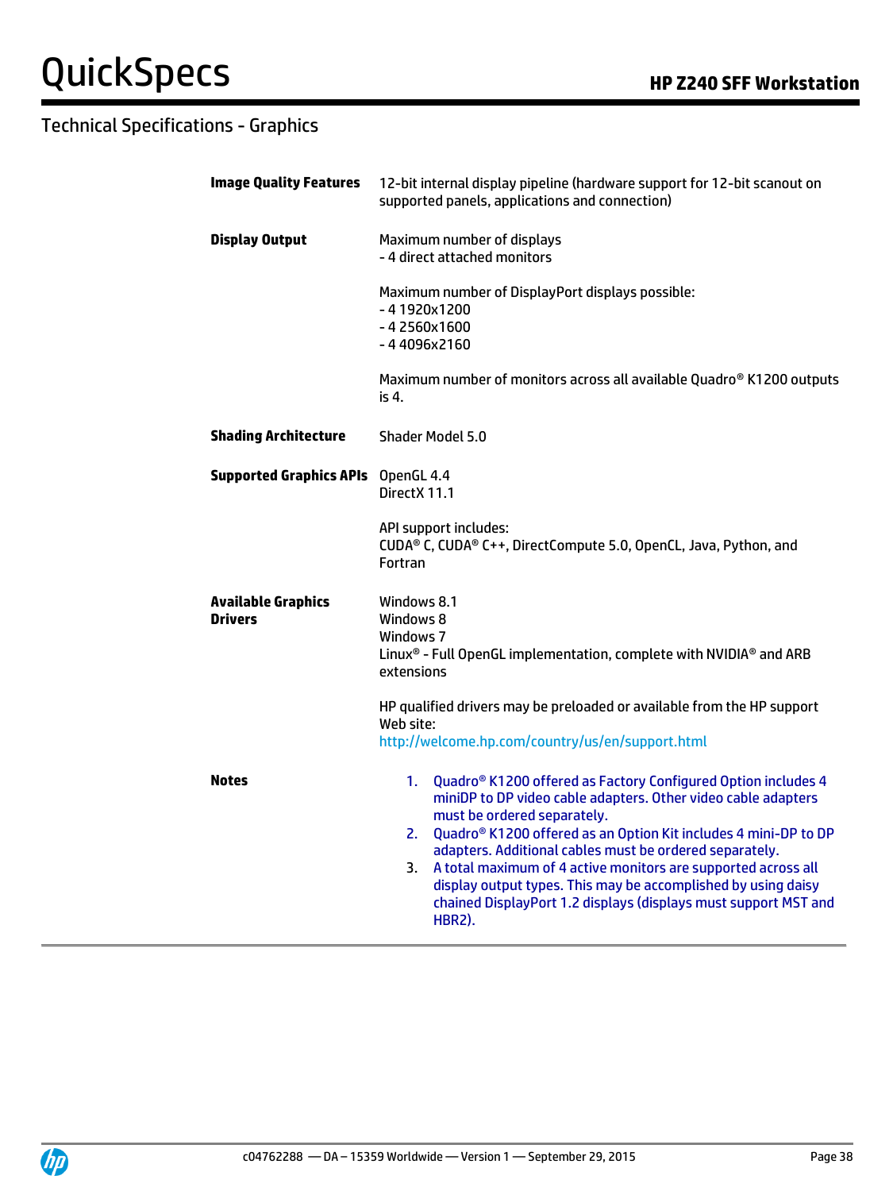## Technical Specifications - Graphics

**Image Quality Features**

12-bit internal display pipeline (hardware support for 12-bit scanout on supported panels, applications and connection)

**Display Output**

Maximum number of displays
- 4 direct attached monitors

Maximum number of DisplayPort displays possible:
- 4 1920x1200
- 4 2560x1600
- 4 4096x2160

Maximum number of monitors across all available Quadro® K1200 outputs is 4.

**Shading Architecture**

Shader Model 5.0

**Supported Graphics APIs**

OpenGL 4.4
DirectX 11.1

API support includes:
CUDA® C, CUDA® C++, DirectCompute 5.0, OpenCL, Java, Python, and Fortran

**Available Graphics Drivers**

Windows 8.1
Windows 8
Windows 7
Linux® - Full OpenGL implementation, complete with NVIDIA® and ARB extensions

HP qualified drivers may be preloaded or available from the HP support Web site:
http://welcome.hp.com/country/us/en/support.html

**Notes**

1. Quadro® K1200 offered as Factory Configured Option includes 4 miniDP to DP video cable adapters. Other video cable adapters must be ordered separately.
2. Quadro® K1200 offered as an Option Kit includes 4 mini-DP to DP adapters. Additional cables must be ordered separately.
3. A total maximum of 4 active monitors are supported across all display output types. This may be accomplished by using daisy chained DisplayPort 1.2 displays (displays must support MST and HBR2).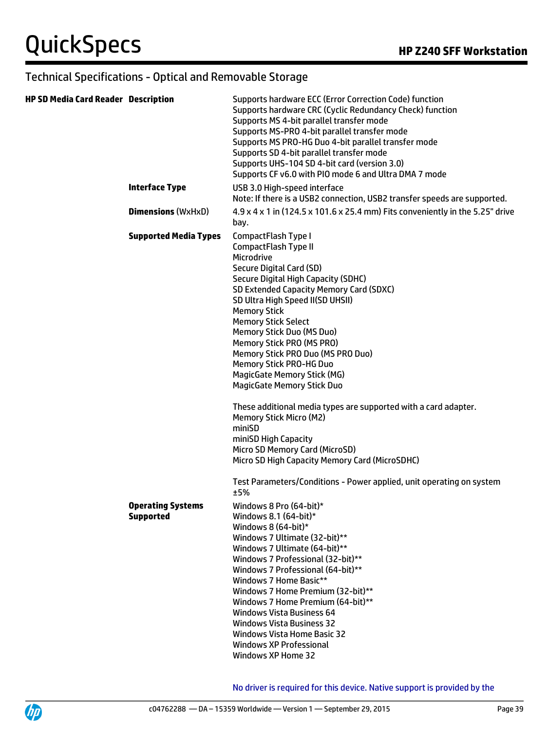## Technical Specifications - Optical and Removable Storage

| | | |
|---|---|---|
| **HP SD Media Card Reader** | **Description** | Supports hardware ECC (Error Correction Code) function<br>Supports hardware CRC (Cyclic Redundancy Check) function<br>Supports MS 4-bit parallel transfer mode<br>Supports MS-PRO 4-bit parallel transfer mode<br>Supports MS PRO-HG Duo 4-bit parallel transfer mode<br>Supports SD 4-bit parallel transfer mode<br>Supports UHS-104 SD 4-bit card (version 3.0)<br>Supports CF v6.0 with PIO mode 6 and Ultra DMA 7 mode |
| | **Interface Type** | USB 3.0 High-speed interface<br>Note: If there is a USB2 connection, USB2 transfer speeds are supported. |
| | **Dimensions** (WxHxD) | 4.9 x 4 x 1 in (124.5 x 101.6 x 25.4 mm) Fits conveniently in the 5.25" drive bay. |
| | **Supported Media Types** | CompactFlash Type I<br>CompactFlash Type II<br>Microdrive<br>Secure Digital Card (SD)<br>Secure Digital High Capacity (SDHC)<br>SD Extended Capacity Memory Card (SDXC)<br>SD Ultra High Speed II(SD UHSII)<br>Memory Stick<br>Memory Stick Select<br>Memory Stick Duo (MS Duo)<br>Memory Stick PRO (MS PRO)<br>Memory Stick PRO Duo (MS PRO Duo)<br>Memory Stick PRO-HG Duo<br>MagicGate Memory Stick (MG)<br>MagicGate Memory Stick Duo<br><br>These additional media types are supported with a card adapter.<br>Memory Stick Micro (M2)<br>miniSD<br>miniSD High Capacity<br>Micro SD Memory Card (MicroSD)<br>Micro SD High Capacity Memory Card (MicroSDHC)<br><br>Test Parameters/Conditions - Power applied, unit operating on system ±5% |
| | **Operating Systems Supported** | Windows 8 Pro (64-bit)*<br>Windows 8.1 (64-bit)*<br>Windows 8 (64-bit)*<br>Windows 7 Ultimate (32-bit)**<br>Windows 7 Ultimate (64-bit)**<br>Windows 7 Professional (32-bit)**<br>Windows 7 Professional (64-bit)**<br>Windows 7 Home Basic**<br>Windows 7 Home Premium (32-bit)**<br>Windows 7 Home Premium (64-bit)**<br>Windows Vista Business 64<br>Windows Vista Business 32<br>Windows Vista Home Basic 32<br>Windows XP Professional<br>Windows XP Home 32<br><br>No driver is required for this device. Native support is provided by the |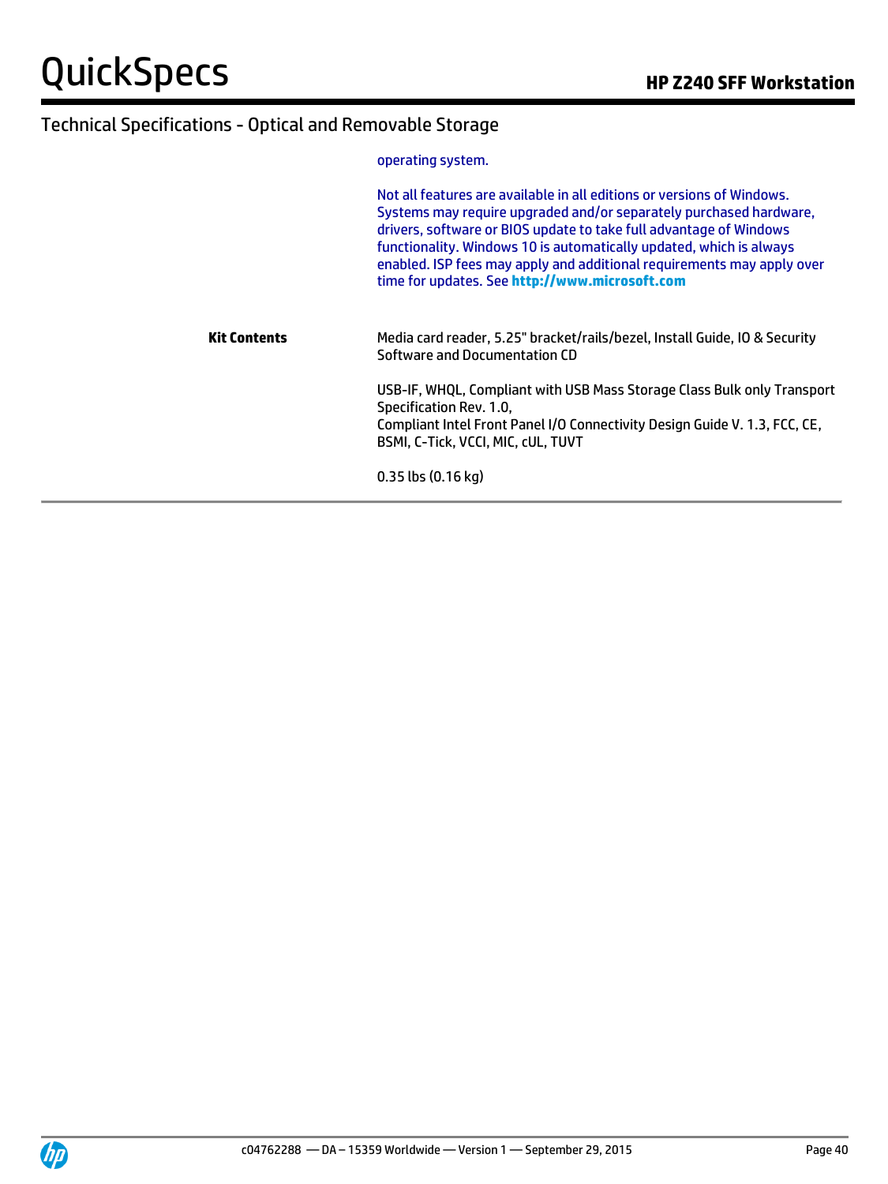## Technical Specifications - Optical and Removable Storage

| | |
|---|---|
| | operating system.<br><br>Not all features are available in all editions or versions of Windows. Systems may require upgraded and/or separately purchased hardware, drivers, software or BIOS update to take full advantage of Windows functionality. Windows 10 is automatically updated, which is always enabled. ISP fees may apply and additional requirements may apply over time for updates. See **http://www.microsoft.com** |
| **Kit Contents** | Media card reader, 5.25" bracket/rails/bezel, Install Guide, IO & Security Software and Documentation CD<br><br>USB-IF, WHQL, Compliant with USB Mass Storage Class Bulk only Transport Specification Rev. 1.0,<br>Compliant Intel Front Panel I/O Connectivity Design Guide V. 1.3, FCC, CE, BSMI, C-Tick, VCCI, MIC, cUL, TUVT<br><br>0.35 lbs (0.16 kg) |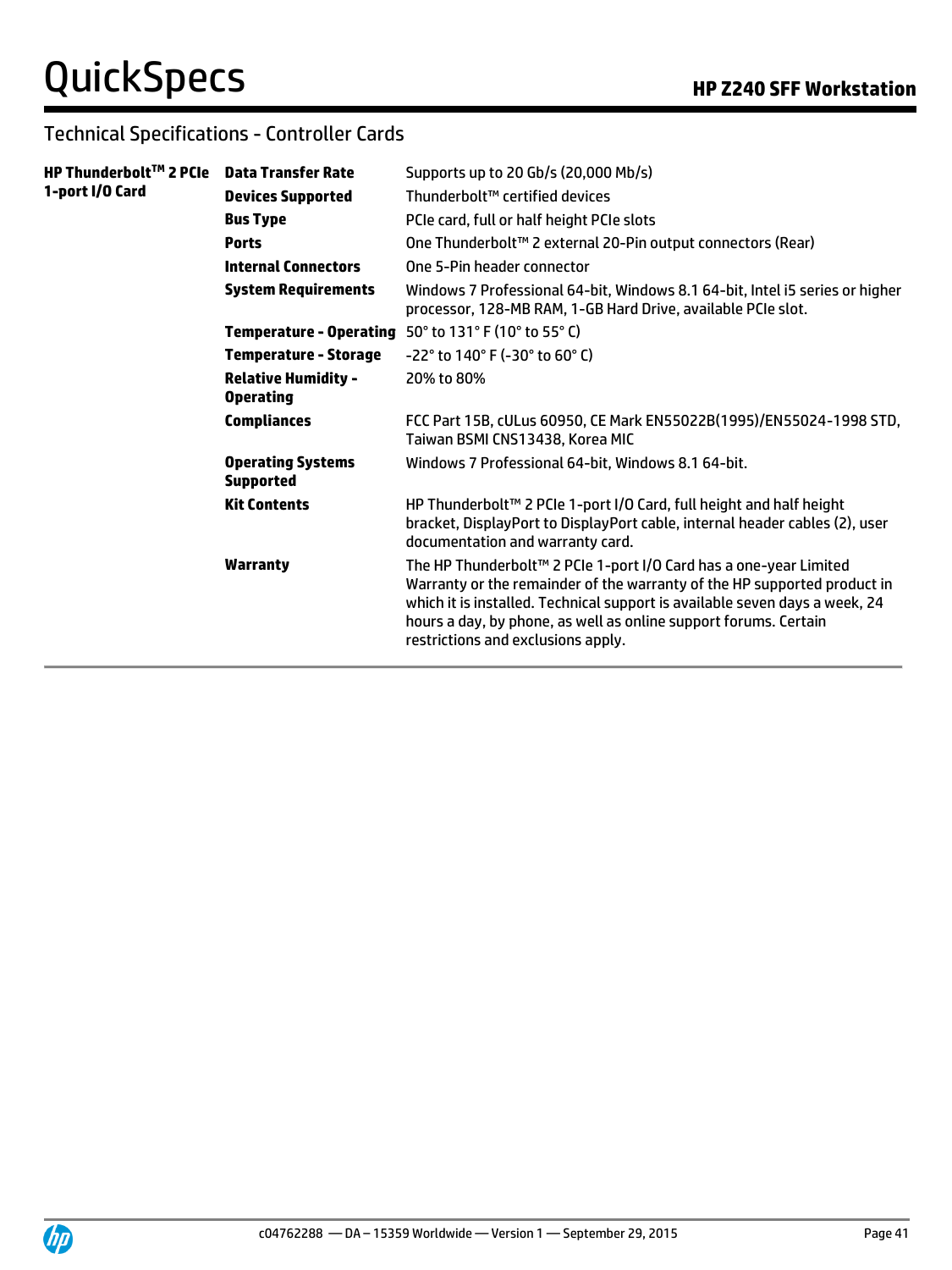## Technical Specifications - Controller Cards

| | | |
|---|---|---|
| **HP Thunderbolt™ 2 PCIe 1-port I/O Card** | **Data Transfer Rate** | Supports up to 20 Gb/s (20,000 Mb/s) |
| | **Devices Supported** | Thunderbolt™ certified devices |
| | **Bus Type** | PCIe card, full or half height PCIe slots |
| | **Ports** | One Thunderbolt™ 2 external 20-Pin output connectors (Rear) |
| | **Internal Connectors** | One 5-Pin header connector |
| | **System Requirements** | Windows 7 Professional 64-bit, Windows 8.1 64-bit, Intel i5 series or higher processor, 128-MB RAM, 1-GB Hard Drive, available PCIe slot. |
| | **Temperature - Operating** | 50° to 131° F (10° to 55° C) |
| | **Temperature - Storage** | -22° to 140° F (-30° to 60° C) |
| | **Relative Humidity - Operating** | 20% to 80% |
| | **Compliances** | FCC Part 15B, cULus 60950, CE Mark EN55022B(1995)/EN55024-1998 STD, Taiwan BSMI CNS13438, Korea MIC |
| | **Operating Systems Supported** | Windows 7 Professional 64-bit, Windows 8.1 64-bit. |
| | **Kit Contents** | HP Thunderbolt™ 2 PCIe 1-port I/O Card, full height and half height bracket, DisplayPort to DisplayPort cable, internal header cables (2), user documentation and warranty card. |
| | **Warranty** | The HP Thunderbolt™ 2 PCIe 1-port I/O Card has a one-year Limited Warranty or the remainder of the warranty of the HP supported product in which it is installed. Technical support is available seven days a week, 24 hours a day, by phone, as well as online support forums. Certain restrictions and exclusions apply. |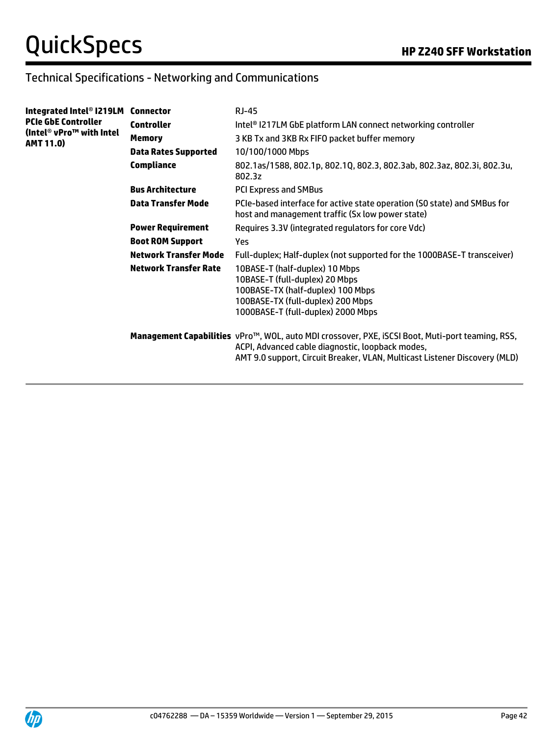## Technical Specifications - Networking and Communications

| | | |
|---|---|---|
| **Integrated Intel® I219LM PCIe GbE Controller (Intel® vPro™ with Intel AMT 11.0)** | **Connector** | RJ-45 |
| | **Controller** | Intel® I217LM GbE platform LAN connect networking controller |
| | **Memory** | 3 KB Tx and 3KB Rx FIFO packet buffer memory |
| | **Data Rates Supported** | 10/100/1000 Mbps |
| | **Compliance** | 802.1as/1588, 802.1p, 802.1Q, 802.3, 802.3ab, 802.3az, 802.3i, 802.3u, 802.3z |
| | **Bus Architecture** | PCI Express and SMBus |
| | **Data Transfer Mode** | PCIe-based interface for active state operation (S0 state) and SMBus for host and management traffic (Sx low power state) |
| | **Power Requirement** | Requires 3.3V (integrated regulators for core Vdc) |
| | **Boot ROM Support** | Yes |
| | **Network Transfer Mode** | Full-duplex; Half-duplex (not supported for the 1000BASE-T transceiver) |
| | **Network Transfer Rate** | 10BASE-T (half-duplex) 10 Mbps<br>10BASE-T (full-duplex) 20 Mbps<br>100BASE-TX (half-duplex) 100 Mbps<br>100BASE-TX (full-duplex) 200 Mbps<br>1000BASE-T (full-duplex) 2000 Mbps |
| | **Management Capabilities** | vPro™, WOL, auto MDI crossover, PXE, iSCSI Boot, Muti-port teaming, RSS, ACPI, Advanced cable diagnostic, loopback modes,<br>AMT 9.0 support, Circuit Breaker, VLAN, Multicast Listener Discovery (MLD) |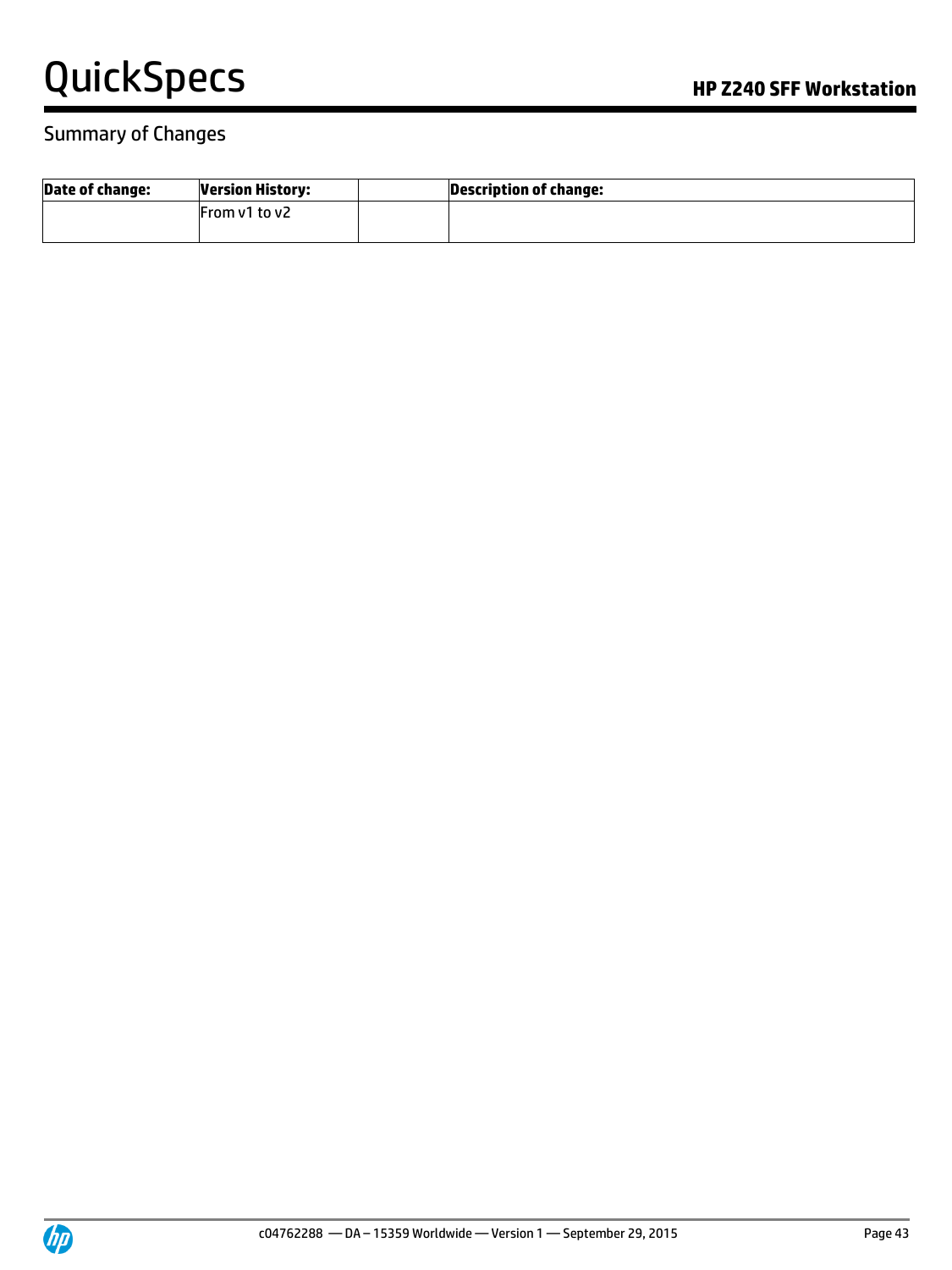## Summary of Changes

| Date of change: | Version History: | | Description of change: |
|---|---|---|---|
| | From v1 to v2 | | |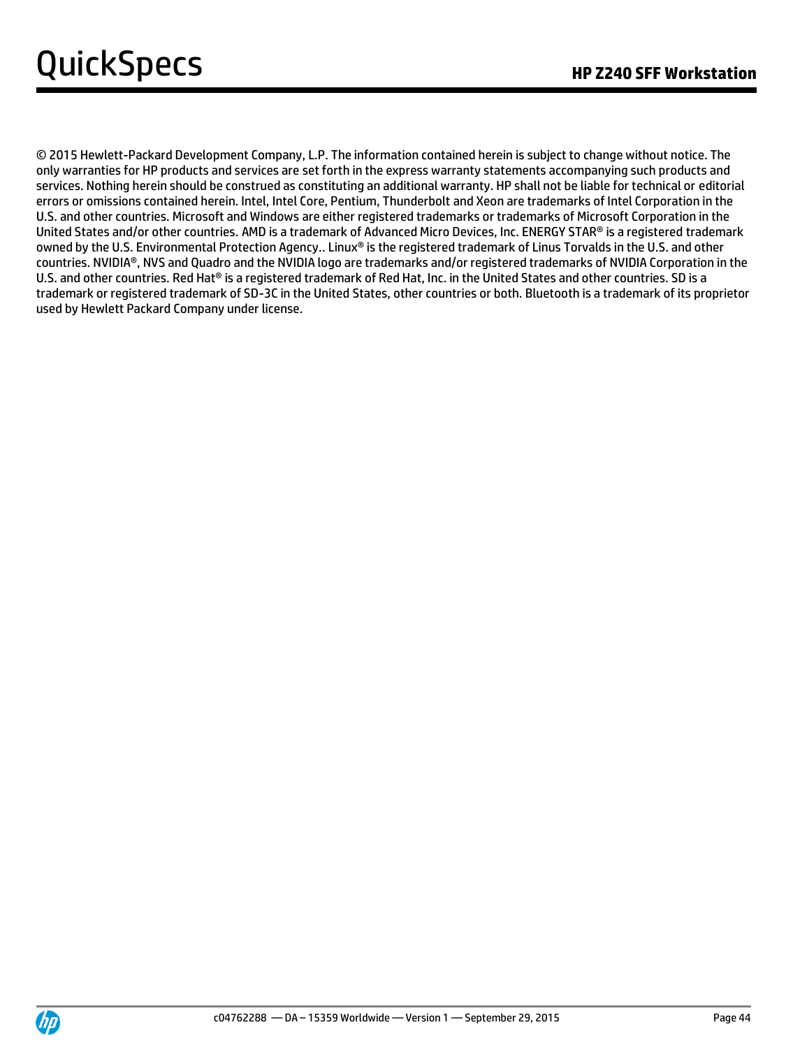© 2015 Hewlett-Packard Development Company, L.P. The information contained herein is subject to change without notice. The only warranties for HP products and services are set forth in the express warranty statements accompanying such products and services. Nothing herein should be construed as constituting an additional warranty. HP shall not be liable for technical or editorial errors or omissions contained herein. Intel, Intel Core, Pentium, Thunderbolt and Xeon are trademarks of Intel Corporation in the U.S. and other countries. Microsoft and Windows are either registered trademarks or trademarks of Microsoft Corporation in the United States and/or other countries. AMD is a trademark of Advanced Micro Devices, Inc. ENERGY STAR® is a registered trademark owned by the U.S. Environmental Protection Agency.. Linux® is the registered trademark of Linus Torvalds in the U.S. and other countries. NVIDIA®, NVS and Quadro and the NVIDIA logo are trademarks and/or registered trademarks of NVIDIA Corporation in the U.S. and other countries. Red Hat® is a registered trademark of Red Hat, Inc. in the United States and other countries. SD is a trademark or registered trademark of SD-3C in the United States, other countries or both. Bluetooth is a trademark of its proprietor used by Hewlett Packard Company under license.